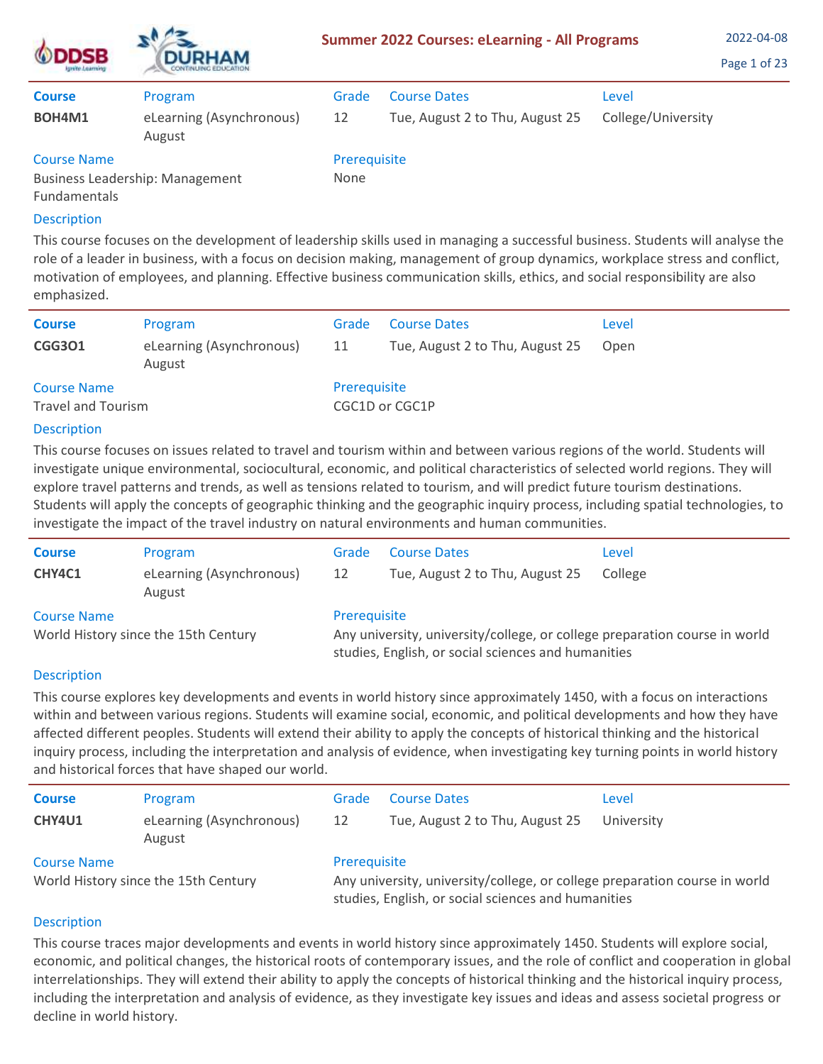# Summer 2022 Courses: eLearning - All Programs

2022-04-08

| Course | Program | Grade | Course Dates | Level |
|---|---|---|---|---|
| **BOH4M1** | eLearning (Asynchronous) August | 12 | Tue, August 2 to Thu, August 25 | College/University |

**Course Name**
Business Leadership: Management Fundamentals

**Prerequisite**
None

**Description**
This course focuses on the development of leadership skills used in managing a successful business. Students will analyse the role of a leader in business, with a focus on decision making, management of group dynamics, workplace stress and conflict, motivation of employees, and planning. Effective business communication skills, ethics, and social responsibility are also emphasized.

---

| Course | Program | Grade | Course Dates | Level |
|---|---|---|---|---|
| **CGG3O1** | eLearning (Asynchronous) August | 11 | Tue, August 2 to Thu, August 25 | Open |

**Course Name**
Travel and Tourism

**Prerequisite**
CGC1D or CGC1P

**Description**
This course focuses on issues related to travel and tourism within and between various regions of the world. Students will investigate unique environmental, sociocultural, economic, and political characteristics of selected world regions. They will explore travel patterns and trends, as well as tensions related to tourism, and will predict future tourism destinations. Students will apply the concepts of geographic thinking and the geographic inquiry process, including spatial technologies, to investigate the impact of the travel industry on natural environments and human communities.

---

| Course | Program | Grade | Course Dates | Level |
|---|---|---|---|---|
| **CHY4C1** | eLearning (Asynchronous) August | 12 | Tue, August 2 to Thu, August 25 | College |

**Course Name**
World History since the 15th Century

**Prerequisite**
Any university, university/college, or college preparation course in world studies, English, or social sciences and humanities

**Description**
This course explores key developments and events in world history since approximately 1450, with a focus on interactions within and between various regions. Students will examine social, economic, and political developments and how they have affected different peoples. Students will extend their ability to apply the concepts of historical thinking and the historical inquiry process, including the interpretation and analysis of evidence, when investigating key turning points in world history and historical forces that have shaped our world.

---

| Course | Program | Grade | Course Dates | Level |
|---|---|---|---|---|
| **CHY4U1** | eLearning (Asynchronous) August | 12 | Tue, August 2 to Thu, August 25 | University |

**Course Name**
World History since the 15th Century

**Prerequisite**
Any university, university/college, or college preparation course in world studies, English, or social sciences and humanities

**Description**
This course traces major developments and events in world history since approximately 1450. Students will explore social, economic, and political changes, the historical roots of contemporary issues, and the role of conflict and cooperation in global interrelationships. They will extend their ability to apply the concepts of historical thinking and the historical inquiry process, including the interpretation and analysis of evidence, as they investigate key issues and ideas and assess societal progress or decline in world history.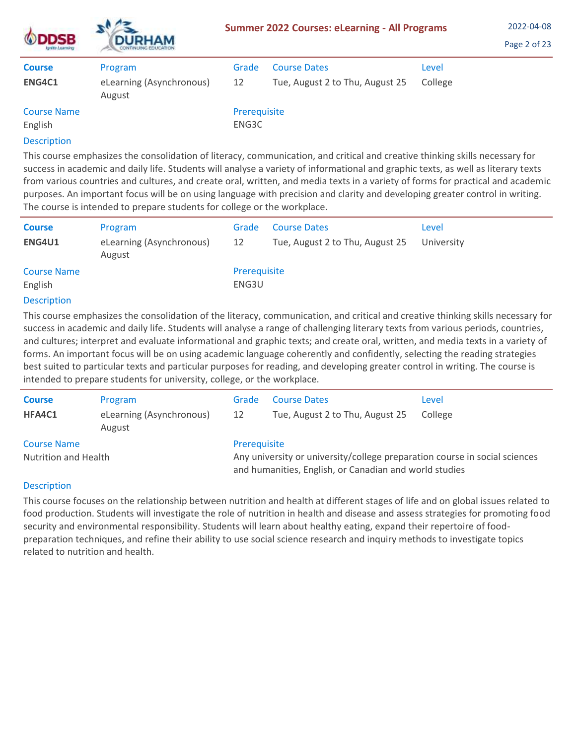| Course | Program | Grade | Course Dates | Level |
|---|---|---|---|---|
| **ENG4C1** | eLearning (Asynchronous) August | 12 | Tue, August 2 to Thu, August 25 | College |

| Course Name | Prerequisite |
|---|---|
| English | ENG3C |

**Description**

This course emphasizes the consolidation of literacy, communication, and critical and creative thinking skills necessary for success in academic and daily life. Students will analyse a variety of informational and graphic texts, as well as literary texts from various countries and cultures, and create oral, written, and media texts in a variety of forms for practical and academic purposes. An important focus will be on using language with precision and clarity and developing greater control in writing. The course is intended to prepare students for college or the workplace.

---

| Course | Program | Grade | Course Dates | Level |
|---|---|---|---|---|
| **ENG4U1** | eLearning (Asynchronous) August | 12 | Tue, August 2 to Thu, August 25 | University |

| Course Name | Prerequisite |
|---|---|
| English | ENG3U |

**Description**

This course emphasizes the consolidation of the literacy, communication, and critical and creative thinking skills necessary for success in academic and daily life. Students will analyse a range of challenging literary texts from various periods, countries, and cultures; interpret and evaluate informational and graphic texts; and create oral, written, and media texts in a variety of forms. An important focus will be on using academic language coherently and confidently, selecting the reading strategies best suited to particular texts and particular purposes for reading, and developing greater control in writing. The course is intended to prepare students for university, college, or the workplace.

---

| Course | Program | Grade | Course Dates | Level |
|---|---|---|---|---|
| **HFA4C1** | eLearning (Asynchronous) August | 12 | Tue, August 2 to Thu, August 25 | College |

| Course Name | Prerequisite |
|---|---|
| Nutrition and Health | Any university or university/college preparation course in social sciences and humanities, English, or Canadian and world studies |

**Description**

This course focuses on the relationship between nutrition and health at different stages of life and on global issues related to food production. Students will investigate the role of nutrition in health and disease and assess strategies for promoting food security and environmental responsibility. Students will learn about healthy eating, expand their repertoire of food-preparation techniques, and refine their ability to use social science research and inquiry methods to investigate topics related to nutrition and health.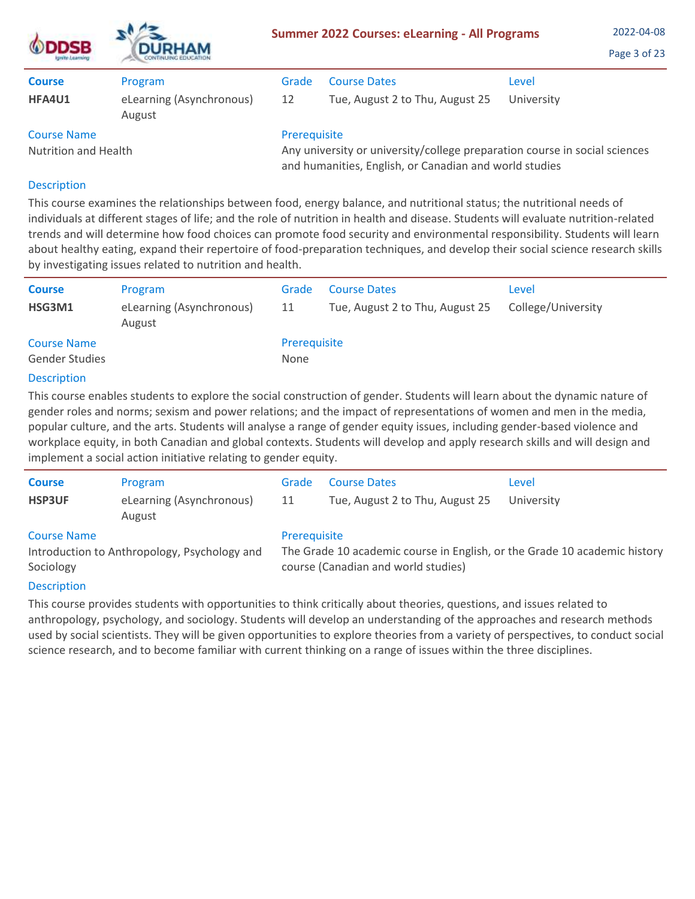| Course | Program | Grade | Course Dates | Level |
|---|---|---|---|---|
| **HFA4U1** | eLearning (Asynchronous) August | 12 | Tue, August 2 to Thu, August 25 | University |

**Course Name**
Nutrition and Health

**Prerequisite**
Any university or university/college preparation course in social sciences and humanities, English, or Canadian and world studies

**Description**
This course examines the relationships between food, energy balance, and nutritional status; the nutritional needs of individuals at different stages of life; and the role of nutrition in health and disease. Students will evaluate nutrition-related trends and will determine how food choices can promote food security and environmental responsibility. Students will learn about healthy eating, expand their repertoire of food-preparation techniques, and develop their social science research skills by investigating issues related to nutrition and health.

---

| Course | Program | Grade | Course Dates | Level |
|---|---|---|---|---|
| **HSG3M1** | eLearning (Asynchronous) August | 11 | Tue, August 2 to Thu, August 25 | College/University |

**Course Name**
Gender Studies

**Prerequisite**
None

**Description**
This course enables students to explore the social construction of gender. Students will learn about the dynamic nature of gender roles and norms; sexism and power relations; and the impact of representations of women and men in the media, popular culture, and the arts. Students will analyse a range of gender equity issues, including gender-based violence and workplace equity, in both Canadian and global contexts. Students will develop and apply research skills and will design and implement a social action initiative relating to gender equity.

---

| Course | Program | Grade | Course Dates | Level |
|---|---|---|---|---|
| **HSP3UF** | eLearning (Asynchronous) August | 11 | Tue, August 2 to Thu, August 25 | University |

**Course Name**
Introduction to Anthropology, Psychology and Sociology

**Prerequisite**
The Grade 10 academic course in English, or the Grade 10 academic history course (Canadian and world studies)

**Description**
This course provides students with opportunities to think critically about theories, questions, and issues related to anthropology, psychology, and sociology. Students will develop an understanding of the approaches and research methods used by social scientists. They will be given opportunities to explore theories from a variety of perspectives, to conduct social science research, and to become familiar with current thinking on a range of issues within the three disciplines.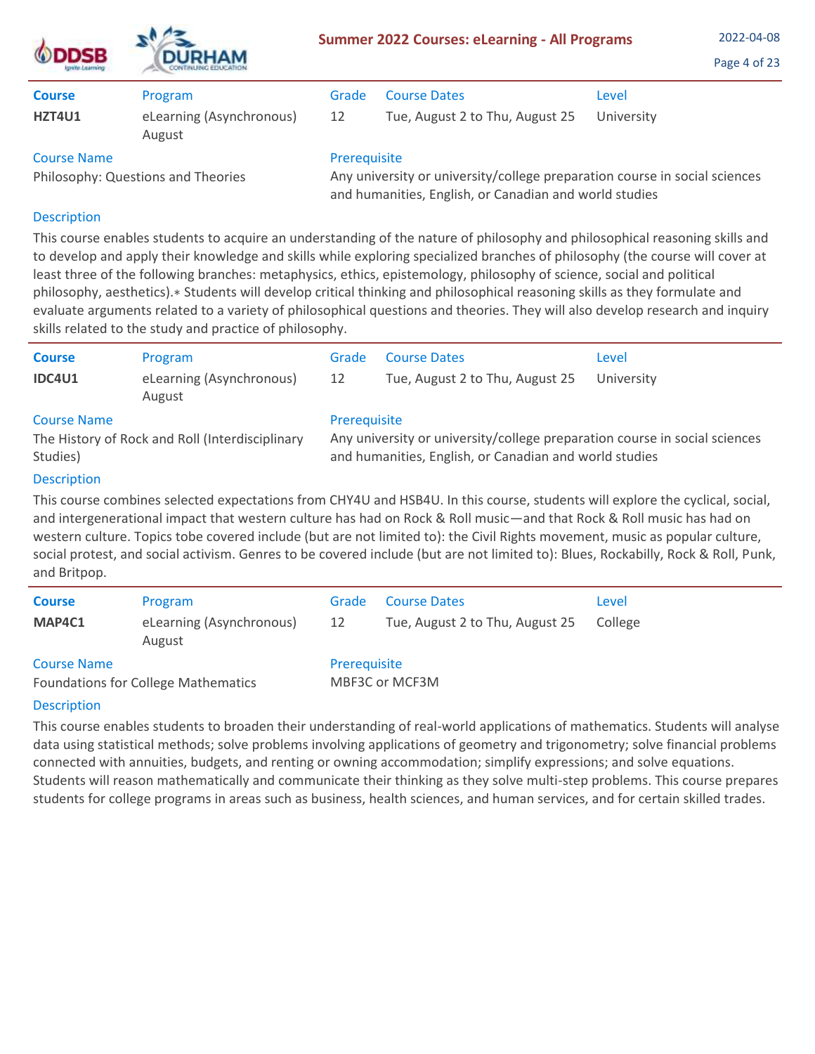| Course | Program | Grade | Course Dates | Level |
|---|---|---|---|---|
| **HZT4U1** | eLearning (Asynchronous) August | 12 | Tue, August 2 to Thu, August 25 | University |

**Course Name**
Philosophy: Questions and Theories

**Prerequisite**
Any university or university/college preparation course in social sciences and humanities, English, or Canadian and world studies

**Description**

This course enables students to acquire an understanding of the nature of philosophy and philosophical reasoning skills and to develop and apply their knowledge and skills while exploring specialized branches of philosophy (the course will cover at least three of the following branches: metaphysics, ethics, epistemology, philosophy of science, social and political philosophy, aesthetics).* Students will develop critical thinking and philosophical reasoning skills as they formulate and evaluate arguments related to a variety of philosophical questions and theories. They will also develop research and inquiry skills related to the study and practice of philosophy.

| Course | Program | Grade | Course Dates | Level |
|---|---|---|---|---|
| **IDC4U1** | eLearning (Asynchronous) August | 12 | Tue, August 2 to Thu, August 25 | University |

**Course Name**
The History of Rock and Roll (Interdisciplinary Studies)

**Prerequisite**
Any university or university/college preparation course in social sciences and humanities, English, or Canadian and world studies

**Description**

This course combines selected expectations from CHY4U and HSB4U. In this course, students will explore the cyclical, social, and intergenerational impact that western culture has had on Rock & Roll music—and that Rock & Roll music has had on western culture. Topics tobe covered include (but are not limited to): the Civil Rights movement, music as popular culture, social protest, and social activism. Genres to be covered include (but are not limited to): Blues, Rockabilly, Rock & Roll, Punk, and Britpop.

| Course | Program | Grade | Course Dates | Level |
|---|---|---|---|---|
| **MAP4C1** | eLearning (Asynchronous) August | 12 | Tue, August 2 to Thu, August 25 | College |

**Course Name**
Foundations for College Mathematics

**Prerequisite**
MBF3C or MCF3M

**Description**

This course enables students to broaden their understanding of real-world applications of mathematics. Students will analyse data using statistical methods; solve problems involving applications of geometry and trigonometry; solve financial problems connected with annuities, budgets, and renting or owning accommodation; simplify expressions; and solve equations. Students will reason mathematically and communicate their thinking as they solve multi-step problems. This course prepares students for college programs in areas such as business, health sciences, and human services, and for certain skilled trades.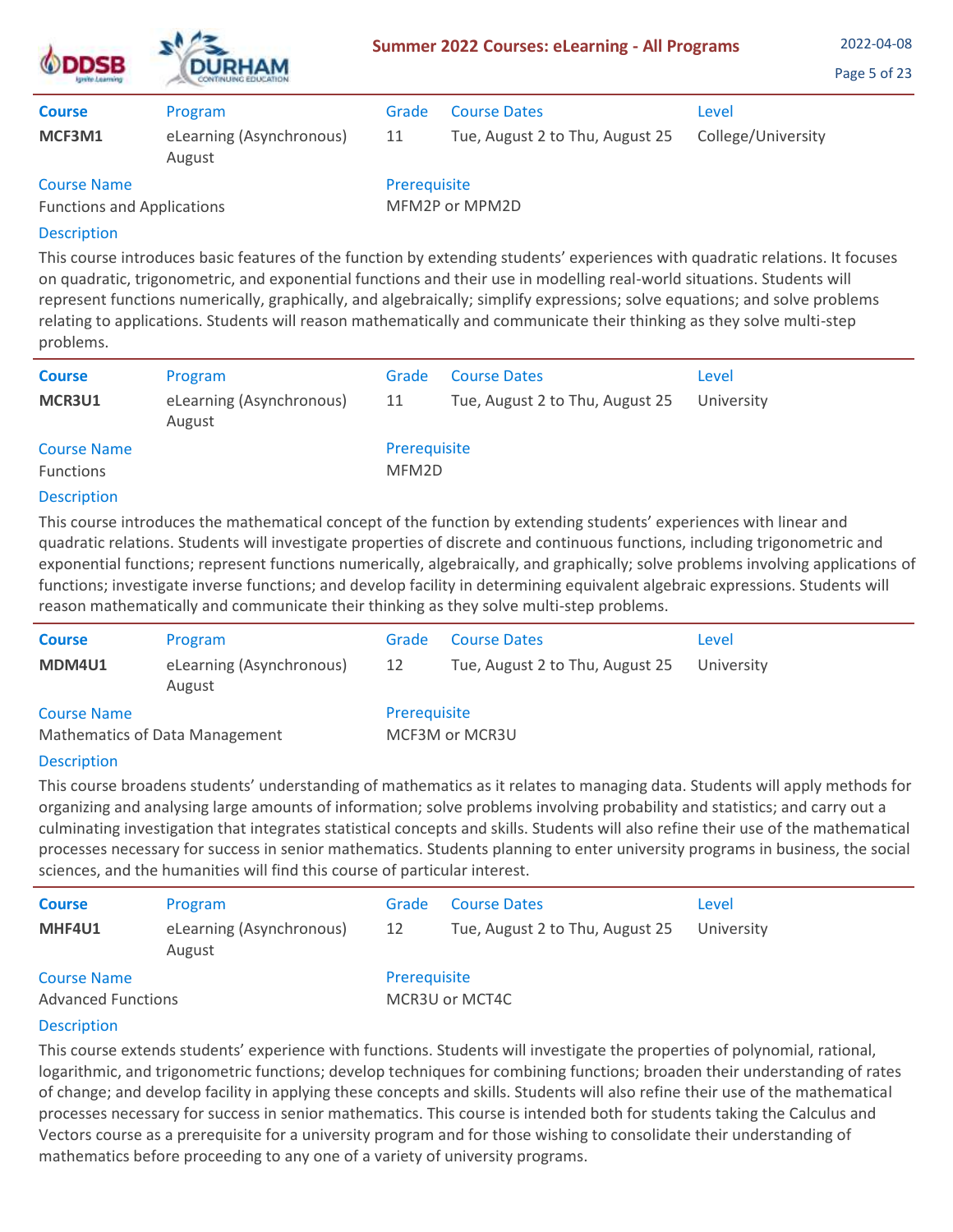| Course | Program | Grade | Course Dates | Level |
|---|---|---|---|---|
| **MCF3M1** | eLearning (Asynchronous) August | 11 | Tue, August 2 to Thu, August 25 | College/University |

**Course Name**
Functions and Applications

**Prerequisite**
MFM2P or MPM2D

**Description**

This course introduces basic features of the function by extending students' experiences with quadratic relations. It focuses on quadratic, trigonometric, and exponential functions and their use in modelling real-world situations. Students will represent functions numerically, graphically, and algebraically; simplify expressions; solve equations; and solve problems relating to applications. Students will reason mathematically and communicate their thinking as they solve multi-step problems.

---

| Course | Program | Grade | Course Dates | Level |
|---|---|---|---|---|
| **MCR3U1** | eLearning (Asynchronous) August | 11 | Tue, August 2 to Thu, August 25 | University |

**Course Name**
Functions

**Prerequisite**
MFM2D

**Description**

This course introduces the mathematical concept of the function by extending students' experiences with linear and quadratic relations. Students will investigate properties of discrete and continuous functions, including trigonometric and exponential functions; represent functions numerically, algebraically, and graphically; solve problems involving applications of functions; investigate inverse functions; and develop facility in determining equivalent algebraic expressions. Students will reason mathematically and communicate their thinking as they solve multi-step problems.

---

| Course | Program | Grade | Course Dates | Level |
|---|---|---|---|---|
| **MDM4U1** | eLearning (Asynchronous) August | 12 | Tue, August 2 to Thu, August 25 | University |

**Course Name**
Mathematics of Data Management

**Prerequisite**
MCF3M or MCR3U

**Description**

This course broadens students' understanding of mathematics as it relates to managing data. Students will apply methods for organizing and analysing large amounts of information; solve problems involving probability and statistics; and carry out a culminating investigation that integrates statistical concepts and skills. Students will also refine their use of the mathematical processes necessary for success in senior mathematics. Students planning to enter university programs in business, the social sciences, and the humanities will find this course of particular interest.

---

| Course | Program | Grade | Course Dates | Level |
|---|---|---|---|---|
| **MHF4U1** | eLearning (Asynchronous) August | 12 | Tue, August 2 to Thu, August 25 | University |

**Course Name**
Advanced Functions

**Prerequisite**
MCR3U or MCT4C

**Description**

This course extends students' experience with functions. Students will investigate the properties of polynomial, rational, logarithmic, and trigonometric functions; develop techniques for combining functions; broaden their understanding of rates of change; and develop facility in applying these concepts and skills. Students will also refine their use of the mathematical processes necessary for success in senior mathematics. This course is intended both for students taking the Calculus and Vectors course as a prerequisite for a university program and for those wishing to consolidate their understanding of mathematics before proceeding to any one of a variety of university programs.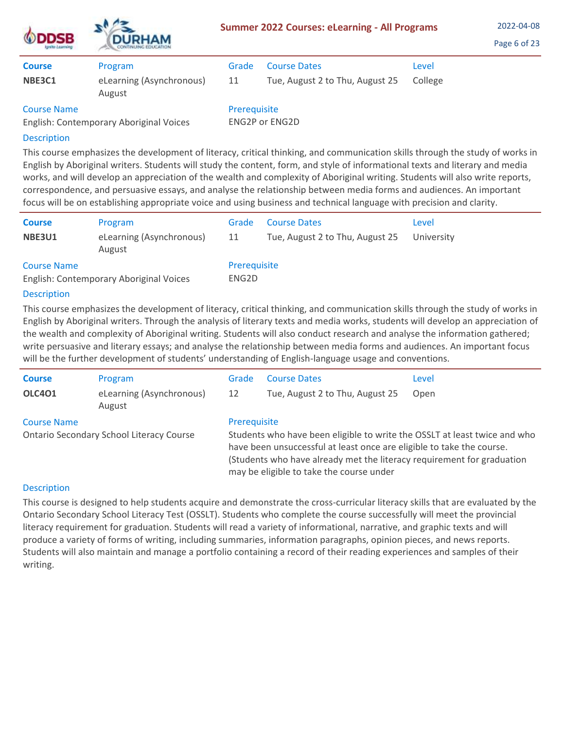| Course | Program | Grade | Course Dates | Level |
|---|---|---|---|---|
| **NBE3C1** | eLearning (Asynchronous) August | 11 | Tue, August 2 to Thu, August 25 | College |

**Course Name**
English: Contemporary Aboriginal Voices

**Prerequisite**
ENG2P or ENG2D

**Description**

This course emphasizes the development of literacy, critical thinking, and communication skills through the study of works in English by Aboriginal writers. Students will study the content, form, and style of informational texts and literary and media works, and will develop an appreciation of the wealth and complexity of Aboriginal writing. Students will also write reports, correspondence, and persuasive essays, and analyse the relationship between media forms and audiences. An important focus will be on establishing appropriate voice and using business and technical language with precision and clarity.

---

| Course | Program | Grade | Course Dates | Level |
|---|---|---|---|---|
| **NBE3U1** | eLearning (Asynchronous) August | 11 | Tue, August 2 to Thu, August 25 | University |

**Course Name**
English: Contemporary Aboriginal Voices

**Prerequisite**
ENG2D

**Description**

This course emphasizes the development of literacy, critical thinking, and communication skills through the study of works in English by Aboriginal writers. Through the analysis of literary texts and media works, students will develop an appreciation of the wealth and complexity of Aboriginal writing. Students will also conduct research and analyse the information gathered; write persuasive and literary essays; and analyse the relationship between media forms and audiences. An important focus will be the further development of students' understanding of English-language usage and conventions.

---

| Course | Program | Grade | Course Dates | Level |
|---|---|---|---|---|
| **OLC4O1** | eLearning (Asynchronous) August | 12 | Tue, August 2 to Thu, August 25 | Open |

**Course Name**
Ontario Secondary School Literacy Course

**Prerequisite**
Students who have been eligible to write the OSSLT at least twice and who have been unsuccessful at least once are eligible to take the course. (Students who have already met the literacy requirement for graduation may be eligible to take the course under

**Description**

This course is designed to help students acquire and demonstrate the cross-curricular literacy skills that are evaluated by the Ontario Secondary School Literacy Test (OSSLT). Students who complete the course successfully will meet the provincial literacy requirement for graduation. Students will read a variety of informational, narrative, and graphic texts and will produce a variety of forms of writing, including summaries, information paragraphs, opinion pieces, and news reports. Students will also maintain and manage a portfolio containing a record of their reading experiences and samples of their writing.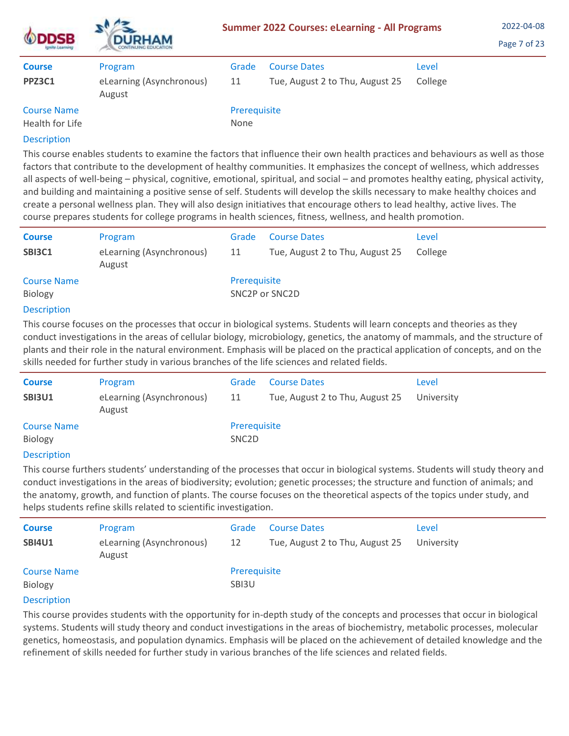| Course | Program | Grade | Course Dates | Level |
| --- | --- | --- | --- | --- |
| **PPZ3C1** | eLearning (Asynchronous) August | 11 | Tue, August 2 to Thu, August 25 | College |

**Course Name**
Health for Life

**Prerequisite**
None

**Description**

This course enables students to examine the factors that influence their own health practices and behaviours as well as those factors that contribute to the development of healthy communities. It emphasizes the concept of wellness, which addresses all aspects of well-being – physical, cognitive, emotional, spiritual, and social – and promotes healthy eating, physical activity, and building and maintaining a positive sense of self. Students will develop the skills necessary to make healthy choices and create a personal wellness plan. They will also design initiatives that encourage others to lead healthy, active lives. The course prepares students for college programs in health sciences, fitness, wellness, and health promotion.

---

| Course | Program | Grade | Course Dates | Level |
| --- | --- | --- | --- | --- |
| **SBI3C1** | eLearning (Asynchronous) August | 11 | Tue, August 2 to Thu, August 25 | College |

**Course Name**
Biology

**Prerequisite**
SNC2P or SNC2D

**Description**

This course focuses on the processes that occur in biological systems. Students will learn concepts and theories as they conduct investigations in the areas of cellular biology, microbiology, genetics, the anatomy of mammals, and the structure of plants and their role in the natural environment. Emphasis will be placed on the practical application of concepts, and on the skills needed for further study in various branches of the life sciences and related fields.

---

| Course | Program | Grade | Course Dates | Level |
| --- | --- | --- | --- | --- |
| **SBI3U1** | eLearning (Asynchronous) August | 11 | Tue, August 2 to Thu, August 25 | University |

**Course Name**
Biology

**Prerequisite**
SNC2D

**Description**

This course furthers students' understanding of the processes that occur in biological systems. Students will study theory and conduct investigations in the areas of biodiversity; evolution; genetic processes; the structure and function of animals; and the anatomy, growth, and function of plants. The course focuses on the theoretical aspects of the topics under study, and helps students refine skills related to scientific investigation.

---

| Course | Program | Grade | Course Dates | Level |
| --- | --- | --- | --- | --- |
| **SBI4U1** | eLearning (Asynchronous) August | 12 | Tue, August 2 to Thu, August 25 | University |

**Course Name**
Biology

**Prerequisite**
SBI3U

**Description**

This course provides students with the opportunity for in-depth study of the concepts and processes that occur in biological systems. Students will study theory and conduct investigations in the areas of biochemistry, metabolic processes, molecular genetics, homeostasis, and population dynamics. Emphasis will be placed on the achievement of detailed knowledge and the refinement of skills needed for further study in various branches of the life sciences and related fields.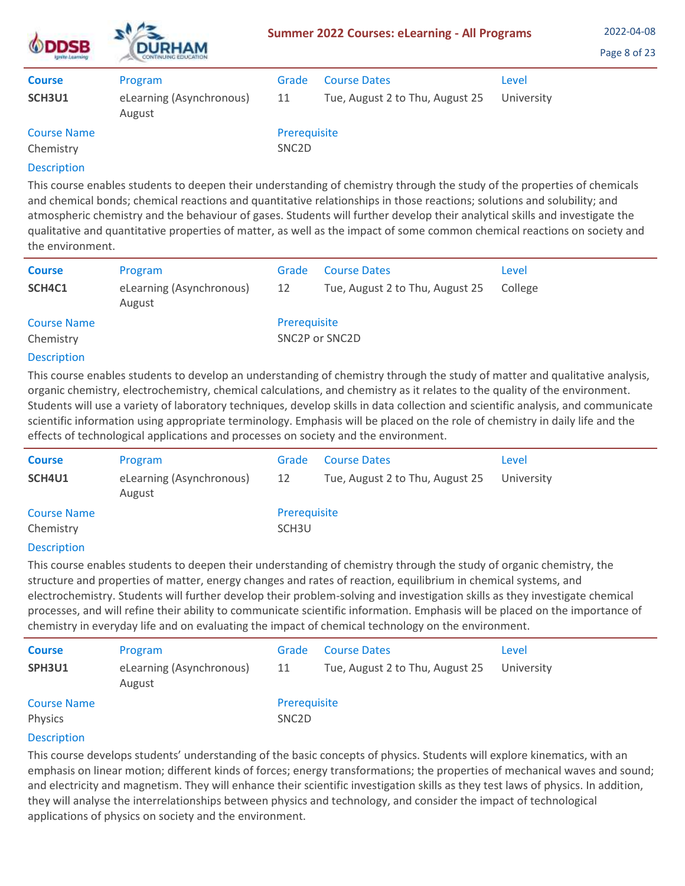| Course | Program | Grade | Course Dates | Level |
| --- | --- | --- | --- | --- |
| **SCH3U1** | eLearning (Asynchronous) August | 11 | Tue, August 2 to Thu, August 25 | University |

**Course Name:** Chemistry

**Prerequisite:** SNC2D

**Description**

This course enables students to deepen their understanding of chemistry through the study of the properties of chemicals and chemical bonds; chemical reactions and quantitative relationships in those reactions; solutions and solubility; and atmospheric chemistry and the behaviour of gases. Students will further develop their analytical skills and investigate the qualitative and quantitative properties of matter, as well as the impact of some common chemical reactions on society and the environment.

---

| Course | Program | Grade | Course Dates | Level |
| --- | --- | --- | --- | --- |
| **SCH4C1** | eLearning (Asynchronous) August | 12 | Tue, August 2 to Thu, August 25 | College |

**Course Name:** Chemistry

**Prerequisite:** SNC2P or SNC2D

**Description**

This course enables students to develop an understanding of chemistry through the study of matter and qualitative analysis, organic chemistry, electrochemistry, chemical calculations, and chemistry as it relates to the quality of the environment. Students will use a variety of laboratory techniques, develop skills in data collection and scientific analysis, and communicate scientific information using appropriate terminology. Emphasis will be placed on the role of chemistry in daily life and the effects of technological applications and processes on society and the environment.

---

| Course | Program | Grade | Course Dates | Level |
| --- | --- | --- | --- | --- |
| **SCH4U1** | eLearning (Asynchronous) August | 12 | Tue, August 2 to Thu, August 25 | University |

**Course Name:** Chemistry

**Prerequisite:** SCH3U

**Description**

This course enables students to deepen their understanding of chemistry through the study of organic chemistry, the structure and properties of matter, energy changes and rates of reaction, equilibrium in chemical systems, and electrochemistry. Students will further develop their problem-solving and investigation skills as they investigate chemical processes, and will refine their ability to communicate scientific information. Emphasis will be placed on the importance of chemistry in everyday life and on evaluating the impact of chemical technology on the environment.

---

| Course | Program | Grade | Course Dates | Level |
| --- | --- | --- | --- | --- |
| **SPH3U1** | eLearning (Asynchronous) August | 11 | Tue, August 2 to Thu, August 25 | University |

**Course Name:** Physics

**Prerequisite:** SNC2D

**Description**

This course develops students' understanding of the basic concepts of physics. Students will explore kinematics, with an emphasis on linear motion; different kinds of forces; energy transformations; the properties of mechanical waves and sound; and electricity and magnetism. They will enhance their scientific investigation skills as they test laws of physics. In addition, they will analyse the interrelationships between physics and technology, and consider the impact of technological applications of physics on society and the environment.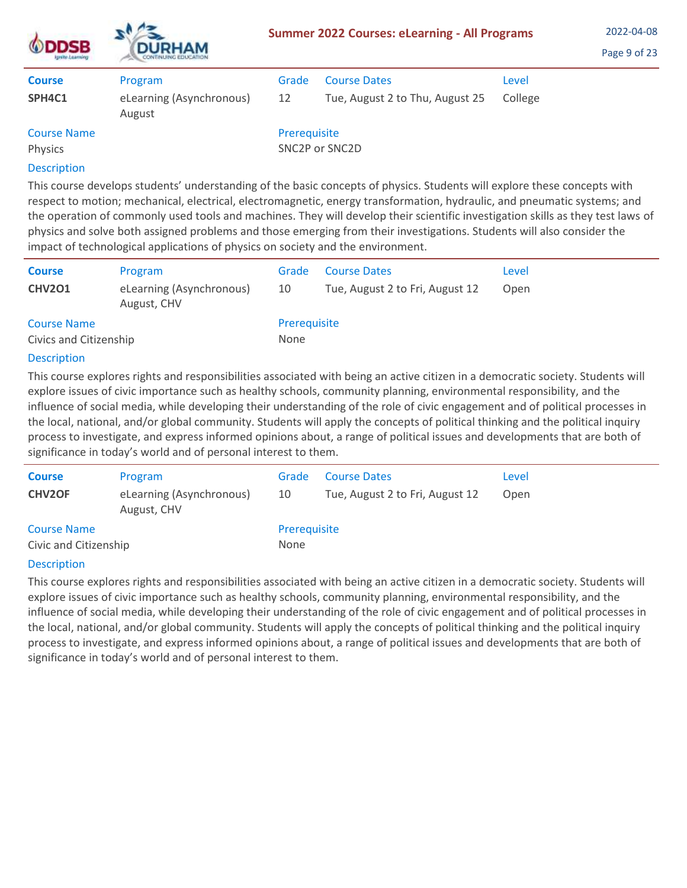| Course | Program | Grade | Course Dates | Level |
|---|---|---|---|---|
| **SPH4C1** | eLearning (Asynchronous) August | 12 | Tue, August 2 to Thu, August 25 | College |

**Course Name**
Physics

**Prerequisite**
SNC2P or SNC2D

**Description**

This course develops students' understanding of the basic concepts of physics. Students will explore these concepts with respect to motion; mechanical, electrical, electromagnetic, energy transformation, hydraulic, and pneumatic systems; and the operation of commonly used tools and machines. They will develop their scientific investigation skills as they test laws of physics and solve both assigned problems and those emerging from their investigations. Students will also consider the impact of technological applications of physics on society and the environment.

| Course | Program | Grade | Course Dates | Level |
|---|---|---|---|---|
| **CHV2O1** | eLearning (Asynchronous) August, CHV | 10 | Tue, August 2 to Fri, August 12 | Open |

**Course Name**
Civics and Citizenship

**Prerequisite**
None

**Description**

This course explores rights and responsibilities associated with being an active citizen in a democratic society. Students will explore issues of civic importance such as healthy schools, community planning, environmental responsibility, and the influence of social media, while developing their understanding of the role of civic engagement and of political processes in the local, national, and/or global community. Students will apply the concepts of political thinking and the political inquiry process to investigate, and express informed opinions about, a range of political issues and developments that are both of significance in today's world and of personal interest to them.

| Course | Program | Grade | Course Dates | Level |
|---|---|---|---|---|
| **CHV2OF** | eLearning (Asynchronous) August, CHV | 10 | Tue, August 2 to Fri, August 12 | Open |

**Course Name**
Civic and Citizenship

**Prerequisite**
None

**Description**

This course explores rights and responsibilities associated with being an active citizen in a democratic society. Students will explore issues of civic importance such as healthy schools, community planning, environmental responsibility, and the influence of social media, while developing their understanding of the role of civic engagement and of political processes in the local, national, and/or global community. Students will apply the concepts of political thinking and the political inquiry process to investigate, and express informed opinions about, a range of political issues and developments that are both of significance in today's world and of personal interest to them.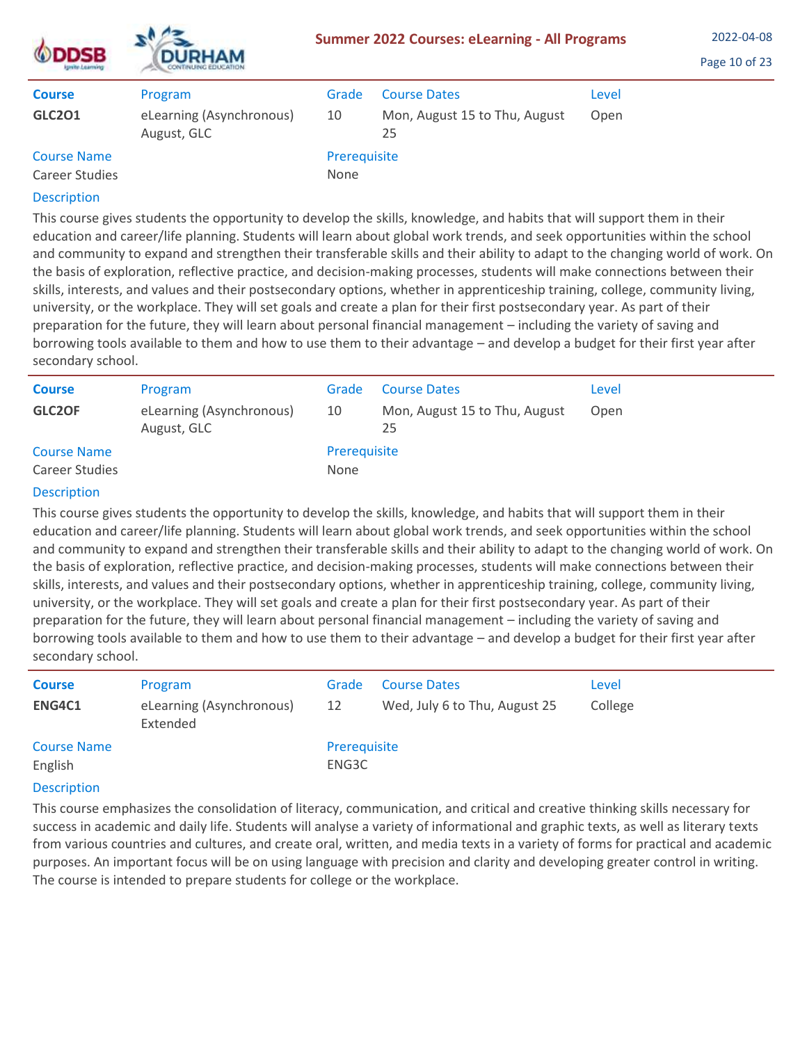| Course | Program | Grade | Course Dates | Level |
|---|---|---|---|---|
| **GLC2O1** | eLearning (Asynchronous) August, GLC | 10 | Mon, August 15 to Thu, August 25 | Open |

**Course Name**
Career Studies

**Prerequisite**
None

**Description**

This course gives students the opportunity to develop the skills, knowledge, and habits that will support them in their education and career/life planning. Students will learn about global work trends, and seek opportunities within the school and community to expand and strengthen their transferable skills and their ability to adapt to the changing world of work. On the basis of exploration, reflective practice, and decision-making processes, students will make connections between their skills, interests, and values and their postsecondary options, whether in apprenticeship training, college, community living, university, or the workplace. They will set goals and create a plan for their first postsecondary year. As part of their preparation for the future, they will learn about personal financial management – including the variety of saving and borrowing tools available to them and how to use them to their advantage – and develop a budget for their first year after secondary school.

---

| Course | Program | Grade | Course Dates | Level |
|---|---|---|---|---|
| **GLC2OF** | eLearning (Asynchronous) August, GLC | 10 | Mon, August 15 to Thu, August 25 | Open |

**Course Name**
Career Studies

**Prerequisite**
None

**Description**

This course gives students the opportunity to develop the skills, knowledge, and habits that will support them in their education and career/life planning. Students will learn about global work trends, and seek opportunities within the school and community to expand and strengthen their transferable skills and their ability to adapt to the changing world of work. On the basis of exploration, reflective practice, and decision-making processes, students will make connections between their skills, interests, and values and their postsecondary options, whether in apprenticeship training, college, community living, university, or the workplace. They will set goals and create a plan for their first postsecondary year. As part of their preparation for the future, they will learn about personal financial management – including the variety of saving and borrowing tools available to them and how to use them to their advantage – and develop a budget for their first year after secondary school.

---

| Course | Program | Grade | Course Dates | Level |
|---|---|---|---|---|
| **ENG4C1** | eLearning (Asynchronous) Extended | 12 | Wed, July 6 to Thu, August 25 | College |

**Course Name**
English

**Prerequisite**
ENG3C

**Description**

This course emphasizes the consolidation of literacy, communication, and critical and creative thinking skills necessary for success in academic and daily life. Students will analyse a variety of informational and graphic texts, as well as literary texts from various countries and cultures, and create oral, written, and media texts in a variety of forms for practical and academic purposes. An important focus will be on using language with precision and clarity and developing greater control in writing. The course is intended to prepare students for college or the workplace.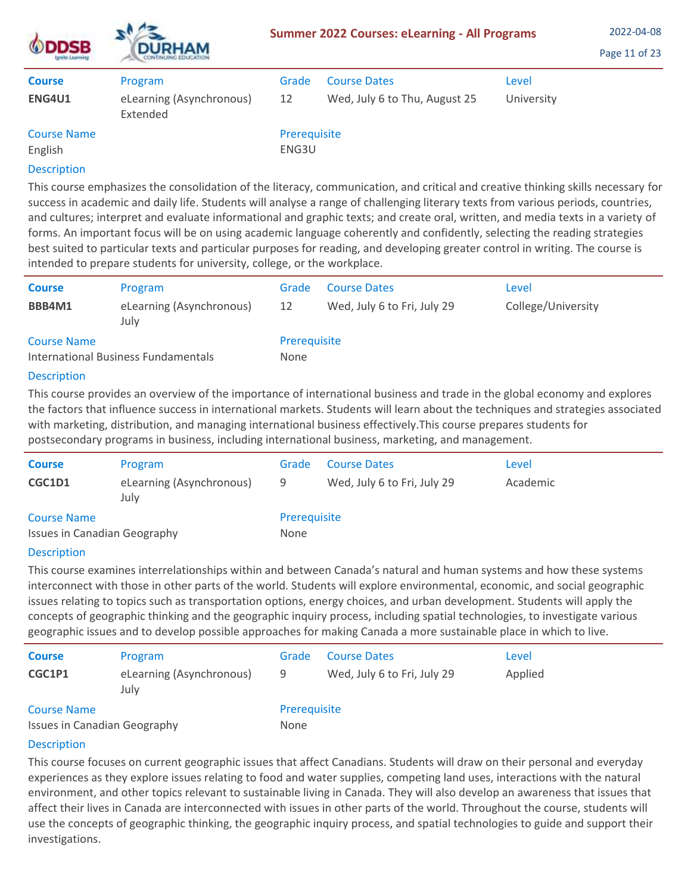| Course | Program | Grade | Course Dates | Level |
|---|---|---|---|---|
| **ENG4U1** | eLearning (Asynchronous) Extended | 12 | Wed, July 6 to Thu, August 25 | University |

**Course Name**
English

**Prerequisite**
ENG3U

**Description**

This course emphasizes the consolidation of the literacy, communication, and critical and creative thinking skills necessary for success in academic and daily life. Students will analyse a range of challenging literary texts from various periods, countries, and cultures; interpret and evaluate informational and graphic texts; and create oral, written, and media texts in a variety of forms. An important focus will be on using academic language coherently and confidently, selecting the reading strategies best suited to particular texts and particular purposes for reading, and developing greater control in writing. The course is intended to prepare students for university, college, or the workplace.

---

| Course | Program | Grade | Course Dates | Level |
|---|---|---|---|---|
| **BBB4M1** | eLearning (Asynchronous) July | 12 | Wed, July 6 to Fri, July 29 | College/University |

**Course Name**
International Business Fundamentals

**Prerequisite**
None

**Description**

This course provides an overview of the importance of international business and trade in the global economy and explores the factors that influence success in international markets. Students will learn about the techniques and strategies associated with marketing, distribution, and managing international business effectively.This course prepares students for postsecondary programs in business, including international business, marketing, and management.

---

| Course | Program | Grade | Course Dates | Level |
|---|---|---|---|---|
| **CGC1D1** | eLearning (Asynchronous) July | 9 | Wed, July 6 to Fri, July 29 | Academic |

**Course Name**
Issues in Canadian Geography

**Prerequisite**
None

**Description**

This course examines interrelationships within and between Canada's natural and human systems and how these systems interconnect with those in other parts of the world. Students will explore environmental, economic, and social geographic issues relating to topics such as transportation options, energy choices, and urban development. Students will apply the concepts of geographic thinking and the geographic inquiry process, including spatial technologies, to investigate various geographic issues and to develop possible approaches for making Canada a more sustainable place in which to live.

---

| Course | Program | Grade | Course Dates | Level |
|---|---|---|---|---|
| **CGC1P1** | eLearning (Asynchronous) July | 9 | Wed, July 6 to Fri, July 29 | Applied |

**Course Name**
Issues in Canadian Geography

**Prerequisite**
None

**Description**

This course focuses on current geographic issues that affect Canadians. Students will draw on their personal and everyday experiences as they explore issues relating to food and water supplies, competing land uses, interactions with the natural environment, and other topics relevant to sustainable living in Canada. They will also develop an awareness that issues that affect their lives in Canada are interconnected with issues in other parts of the world. Throughout the course, students will use the concepts of geographic thinking, the geographic inquiry process, and spatial technologies to guide and support their investigations.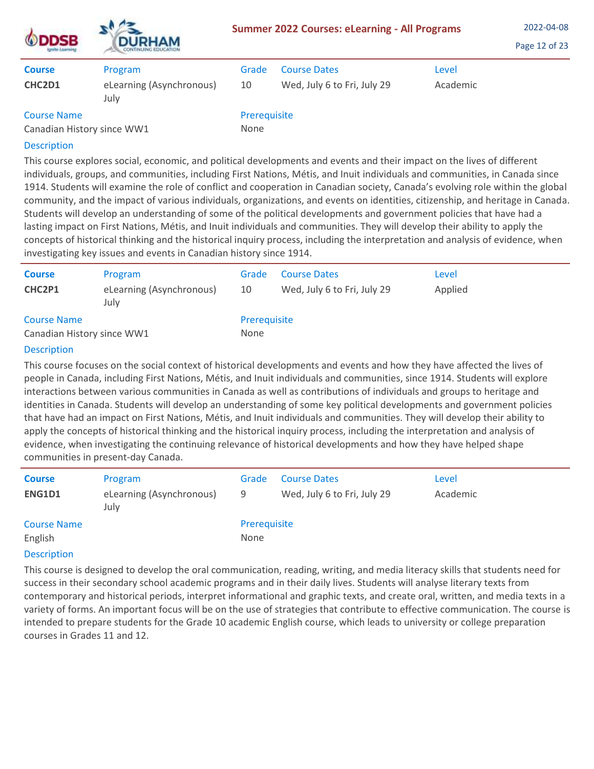| Course | Program | Grade | Course Dates | Level |
|---|---|---|---|---|
| **CHC2D1** | eLearning (Asynchronous) July | 10 | Wed, July 6 to Fri, July 29 | Academic |

**Course Name**
Canadian History since WW1

**Prerequisite**
None

**Description**

This course explores social, economic, and political developments and events and their impact on the lives of different individuals, groups, and communities, including First Nations, Métis, and Inuit individuals and communities, in Canada since 1914. Students will examine the role of conflict and cooperation in Canadian society, Canada's evolving role within the global community, and the impact of various individuals, organizations, and events on identities, citizenship, and heritage in Canada. Students will develop an understanding of some of the political developments and government policies that have had a lasting impact on First Nations, Métis, and Inuit individuals and communities. They will develop their ability to apply the concepts of historical thinking and the historical inquiry process, including the interpretation and analysis of evidence, when investigating key issues and events in Canadian history since 1914.

---

| Course | Program | Grade | Course Dates | Level |
|---|---|---|---|---|
| **CHC2P1** | eLearning (Asynchronous) July | 10 | Wed, July 6 to Fri, July 29 | Applied |

**Course Name**
Canadian History since WW1

**Prerequisite**
None

**Description**

This course focuses on the social context of historical developments and events and how they have affected the lives of people in Canada, including First Nations, Métis, and Inuit individuals and communities, since 1914. Students will explore interactions between various communities in Canada as well as contributions of individuals and groups to heritage and identities in Canada. Students will develop an understanding of some key political developments and government policies that have had an impact on First Nations, Métis, and Inuit individuals and communities. They will develop their ability to apply the concepts of historical thinking and the historical inquiry process, including the interpretation and analysis of evidence, when investigating the continuing relevance of historical developments and how they have helped shape communities in present-day Canada.

---

| Course | Program | Grade | Course Dates | Level |
|---|---|---|---|---|
| **ENG1D1** | eLearning (Asynchronous) July | 9 | Wed, July 6 to Fri, July 29 | Academic |

**Course Name**
English

**Prerequisite**
None

**Description**

This course is designed to develop the oral communication, reading, writing, and media literacy skills that students need for success in their secondary school academic programs and in their daily lives. Students will analyse literary texts from contemporary and historical periods, interpret informational and graphic texts, and create oral, written, and media texts in a variety of forms. An important focus will be on the use of strategies that contribute to effective communication. The course is intended to prepare students for the Grade 10 academic English course, which leads to university or college preparation courses in Grades 11 and 12.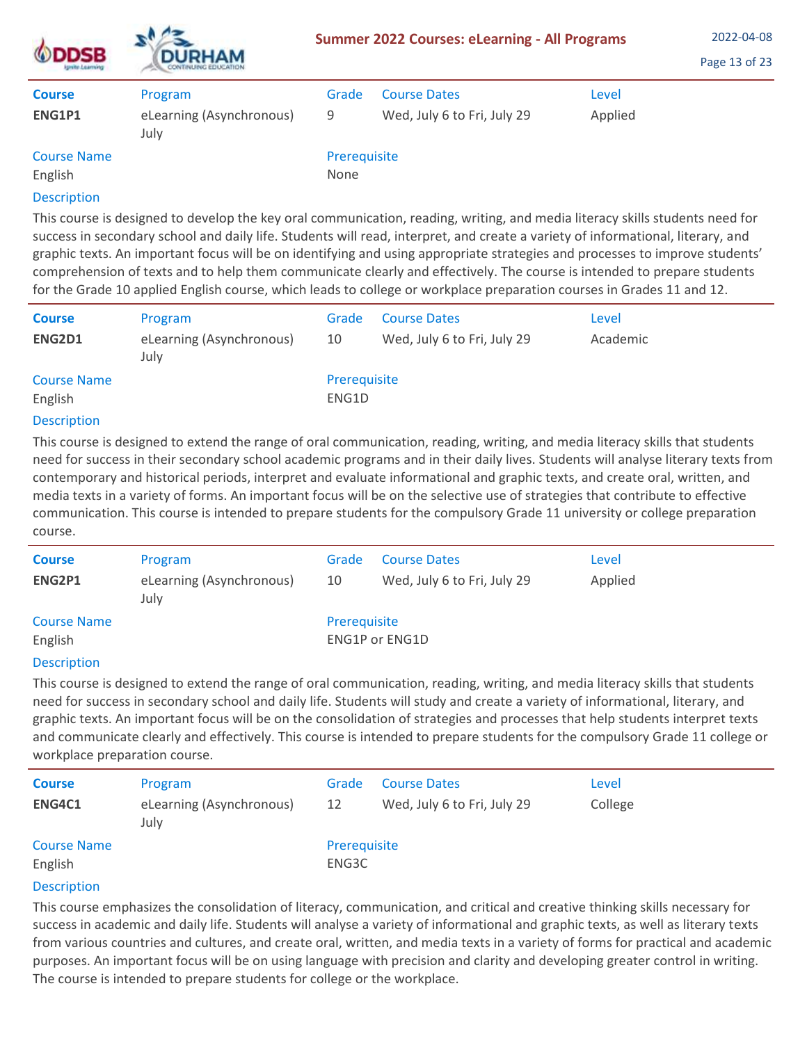| Course | Program | Grade | Course Dates | Level |
|---|---|---|---|---|
| **ENG1P1** | eLearning (Asynchronous) July | 9 | Wed, July 6 to Fri, July 29 | Applied |

**Course Name**
English

**Prerequisite**
None

**Description**

This course is designed to develop the key oral communication, reading, writing, and media literacy skills students need for success in secondary school and daily life. Students will read, interpret, and create a variety of informational, literary, and graphic texts. An important focus will be on identifying and using appropriate strategies and processes to improve students' comprehension of texts and to help them communicate clearly and effectively. The course is intended to prepare students for the Grade 10 applied English course, which leads to college or workplace preparation courses in Grades 11 and 12.

---

| Course | Program | Grade | Course Dates | Level |
|---|---|---|---|---|
| **ENG2D1** | eLearning (Asynchronous) July | 10 | Wed, July 6 to Fri, July 29 | Academic |

**Course Name**
English

**Prerequisite**
ENG1D

**Description**

This course is designed to extend the range of oral communication, reading, writing, and media literacy skills that students need for success in their secondary school academic programs and in their daily lives. Students will analyse literary texts from contemporary and historical periods, interpret and evaluate informational and graphic texts, and create oral, written, and media texts in a variety of forms. An important focus will be on the selective use of strategies that contribute to effective communication. This course is intended to prepare students for the compulsory Grade 11 university or college preparation course.

---

| Course | Program | Grade | Course Dates | Level |
|---|---|---|---|---|
| **ENG2P1** | eLearning (Asynchronous) July | 10 | Wed, July 6 to Fri, July 29 | Applied |

**Course Name**
English

**Prerequisite**
ENG1P or ENG1D

**Description**

This course is designed to extend the range of oral communication, reading, writing, and media literacy skills that students need for success in secondary school and daily life. Students will study and create a variety of informational, literary, and graphic texts. An important focus will be on the consolidation of strategies and processes that help students interpret texts and communicate clearly and effectively. This course is intended to prepare students for the compulsory Grade 11 college or workplace preparation course.

---

| Course | Program | Grade | Course Dates | Level |
|---|---|---|---|---|
| **ENG4C1** | eLearning (Asynchronous) July | 12 | Wed, July 6 to Fri, July 29 | College |

**Course Name**
English

**Prerequisite**
ENG3C

**Description**

This course emphasizes the consolidation of literacy, communication, and critical and creative thinking skills necessary for success in academic and daily life. Students will analyse a variety of informational and graphic texts, as well as literary texts from various countries and cultures, and create oral, written, and media texts in a variety of forms for practical and academic purposes. An important focus will be on using language with precision and clarity and developing greater control in writing. The course is intended to prepare students for college or the workplace.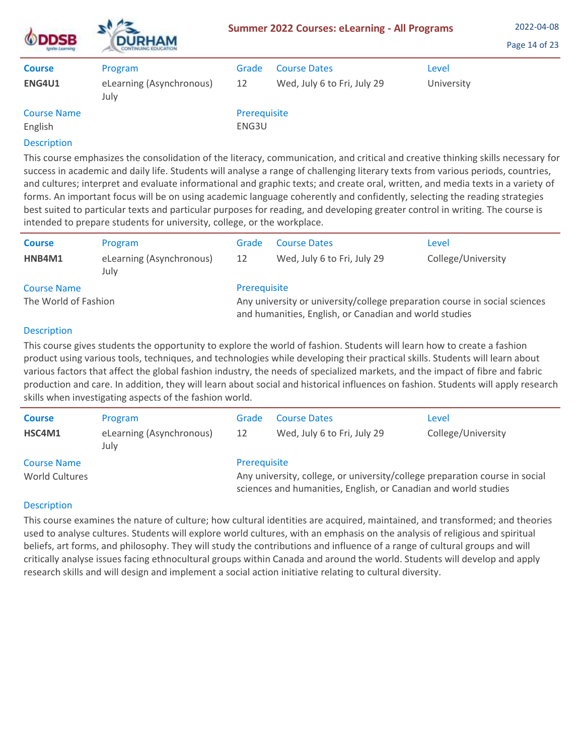| Course | Program | Grade | Course Dates | Level |
|---|---|---|---|---|
| **ENG4U1** | eLearning (Asynchronous) July | 12 | Wed, July 6 to Fri, July 29 | University |

**Course Name**
English

**Prerequisite**
ENG3U

**Description**

This course emphasizes the consolidation of the literacy, communication, and critical and creative thinking skills necessary for success in academic and daily life. Students will analyse a range of challenging literary texts from various periods, countries, and cultures; interpret and evaluate informational and graphic texts; and create oral, written, and media texts in a variety of forms. An important focus will be on using academic language coherently and confidently, selecting the reading strategies best suited to particular texts and particular purposes for reading, and developing greater control in writing. The course is intended to prepare students for university, college, or the workplace.

---

| Course | Program | Grade | Course Dates | Level |
|---|---|---|---|---|
| **HNB4M1** | eLearning (Asynchronous) July | 12 | Wed, July 6 to Fri, July 29 | College/University |

**Course Name**
The World of Fashion

**Prerequisite**
Any university or university/college preparation course in social sciences and humanities, English, or Canadian and world studies

**Description**

This course gives students the opportunity to explore the world of fashion. Students will learn how to create a fashion product using various tools, techniques, and technologies while developing their practical skills. Students will learn about various factors that affect the global fashion industry, the needs of specialized markets, and the impact of fibre and fabric production and care. In addition, they will learn about social and historical influences on fashion. Students will apply research skills when investigating aspects of the fashion world.

---

| Course | Program | Grade | Course Dates | Level |
|---|---|---|---|---|
| **HSC4M1** | eLearning (Asynchronous) July | 12 | Wed, July 6 to Fri, July 29 | College/University |

**Course Name**
World Cultures

**Prerequisite**
Any university, college, or university/college preparation course in social sciences and humanities, English, or Canadian and world studies

**Description**

This course examines the nature of culture; how cultural identities are acquired, maintained, and transformed; and theories used to analyse cultures. Students will explore world cultures, with an emphasis on the analysis of religious and spiritual beliefs, art forms, and philosophy. They will study the contributions and influence of a range of cultural groups and will critically analyse issues facing ethnocultural groups within Canada and around the world. Students will develop and apply research skills and will design and implement a social action initiative relating to cultural diversity.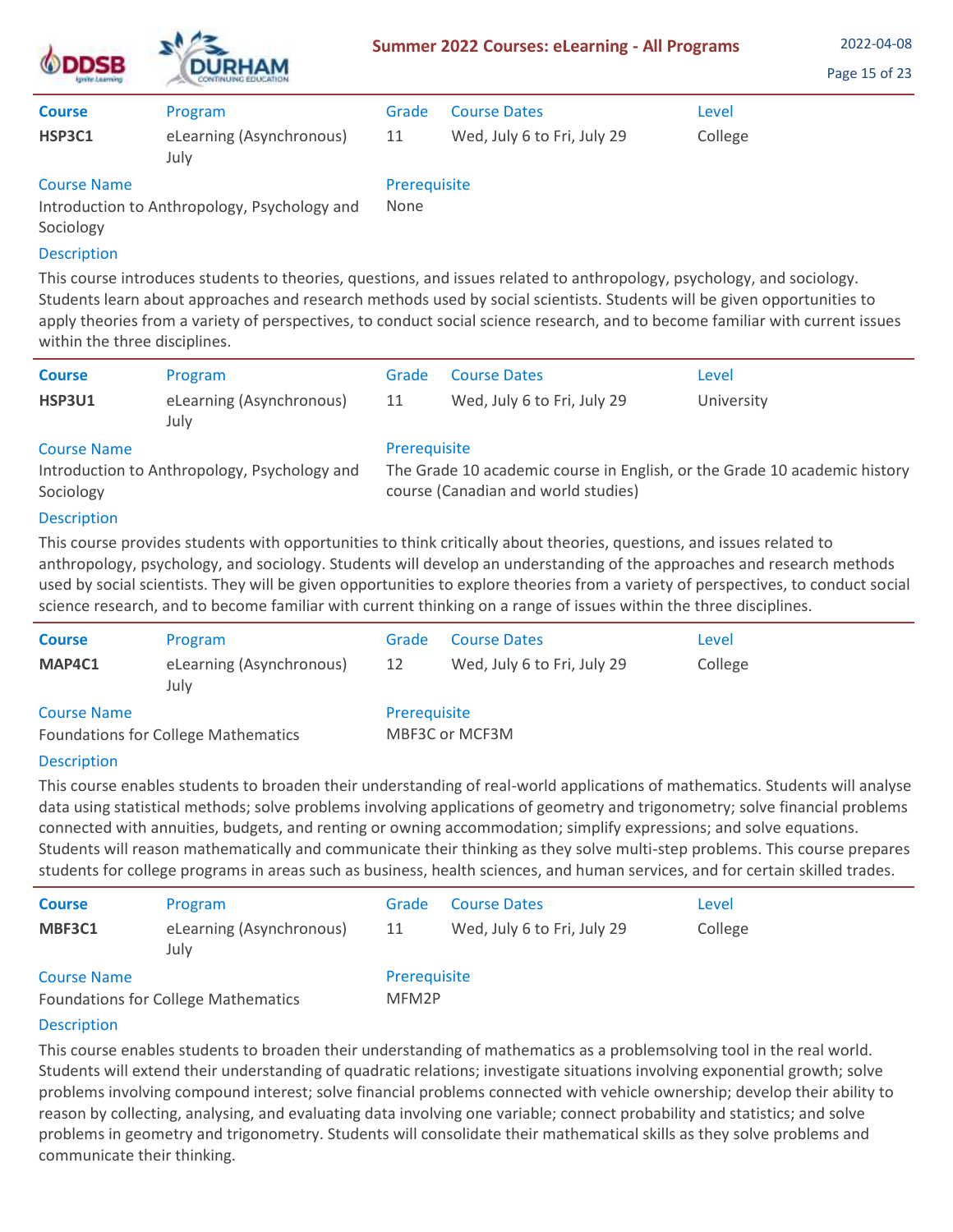| Course | Program | Grade | Course Dates | Level |
|---|---|---|---|---|
| **HSP3C1** | eLearning (Asynchronous) July | 11 | Wed, July 6 to Fri, July 29 | College |

**Course Name**
Introduction to Anthropology, Psychology and Sociology

**Prerequisite**
None

**Description**

This course introduces students to theories, questions, and issues related to anthropology, psychology, and sociology. Students learn about approaches and research methods used by social scientists. Students will be given opportunities to apply theories from a variety of perspectives, to conduct social science research, and to become familiar with current issues within the three disciplines.

---

| Course | Program | Grade | Course Dates | Level |
|---|---|---|---|---|
| **HSP3U1** | eLearning (Asynchronous) July | 11 | Wed, July 6 to Fri, July 29 | University |

**Course Name**
Introduction to Anthropology, Psychology and Sociology

**Prerequisite**
The Grade 10 academic course in English, or the Grade 10 academic history course (Canadian and world studies)

**Description**

This course provides students with opportunities to think critically about theories, questions, and issues related to anthropology, psychology, and sociology. Students will develop an understanding of the approaches and research methods used by social scientists. They will be given opportunities to explore theories from a variety of perspectives, to conduct social science research, and to become familiar with current thinking on a range of issues within the three disciplines.

---

| Course | Program | Grade | Course Dates | Level |
|---|---|---|---|---|
| **MAP4C1** | eLearning (Asynchronous) July | 12 | Wed, July 6 to Fri, July 29 | College |

**Course Name**
Foundations for College Mathematics

**Prerequisite**
MBF3C or MCF3M

**Description**

This course enables students to broaden their understanding of real-world applications of mathematics. Students will analyse data using statistical methods; solve problems involving applications of geometry and trigonometry; solve financial problems connected with annuities, budgets, and renting or owning accommodation; simplify expressions; and solve equations. Students will reason mathematically and communicate their thinking as they solve multi-step problems. This course prepares students for college programs in areas such as business, health sciences, and human services, and for certain skilled trades.

---

| Course | Program | Grade | Course Dates | Level |
|---|---|---|---|---|
| **MBF3C1** | eLearning (Asynchronous) July | 11 | Wed, July 6 to Fri, July 29 | College |

**Course Name**
Foundations for College Mathematics

**Prerequisite**
MFM2P

**Description**

This course enables students to broaden their understanding of mathematics as a problemsolving tool in the real world. Students will extend their understanding of quadratic relations; investigate situations involving exponential growth; solve problems involving compound interest; solve financial problems connected with vehicle ownership; develop their ability to reason by collecting, analysing, and evaluating data involving one variable; connect probability and statistics; and solve problems in geometry and trigonometry. Students will consolidate their mathematical skills as they solve problems and communicate their thinking.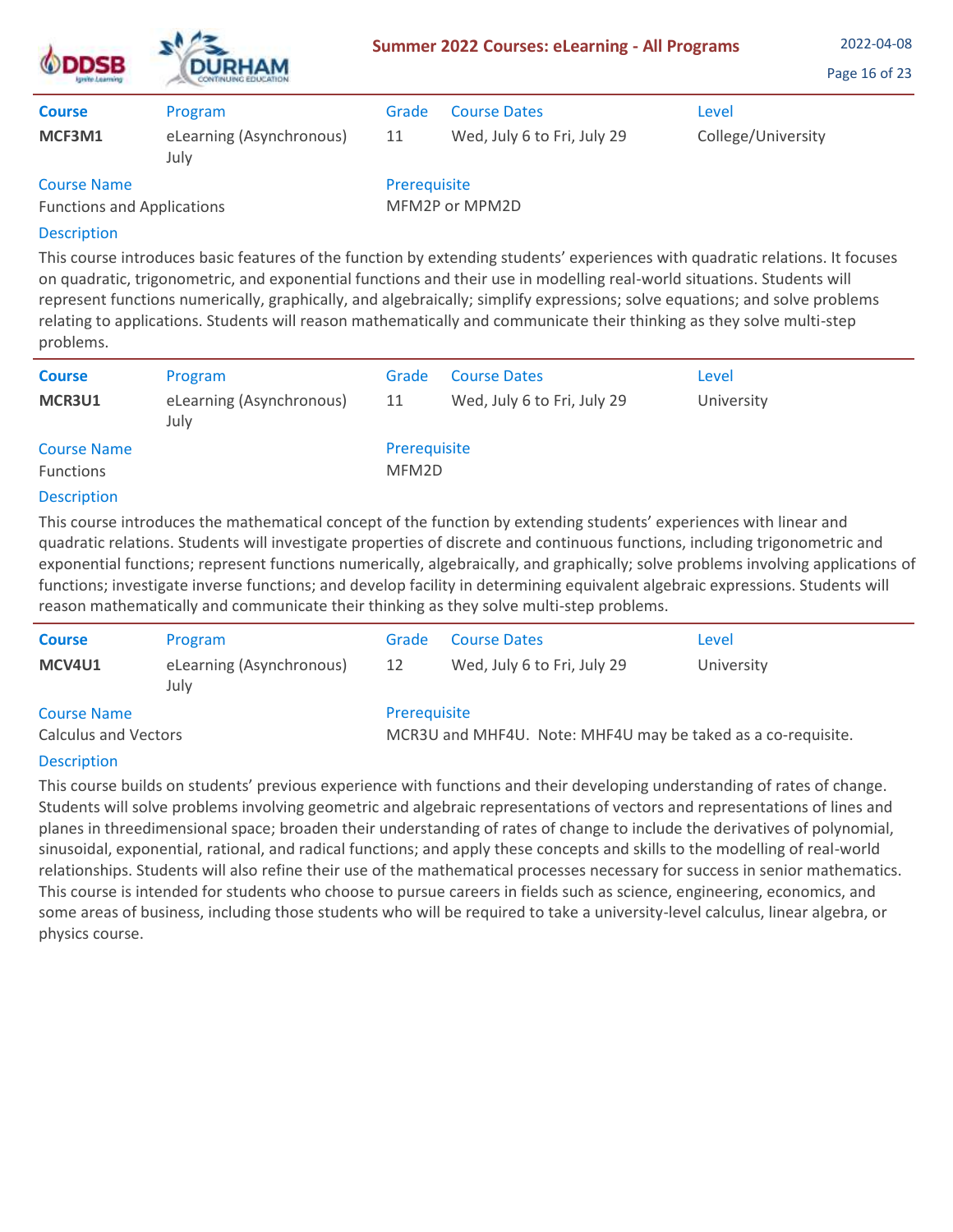| Course | Program | Grade | Course Dates | Level |
|---|---|---|---|---|
| **MCF3M1** | eLearning (Asynchronous) July | 11 | Wed, July 6 to Fri, July 29 | College/University |

**Course Name**
Functions and Applications

**Prerequisite**
MFM2P or MPM2D

**Description**

This course introduces basic features of the function by extending students' experiences with quadratic relations. It focuses on quadratic, trigonometric, and exponential functions and their use in modelling real-world situations. Students will represent functions numerically, graphically, and algebraically; simplify expressions; solve equations; and solve problems relating to applications. Students will reason mathematically and communicate their thinking as they solve multi-step problems.

---

| Course | Program | Grade | Course Dates | Level |
|---|---|---|---|---|
| **MCR3U1** | eLearning (Asynchronous) July | 11 | Wed, July 6 to Fri, July 29 | University |

**Course Name**
Functions

**Prerequisite**
MFM2D

**Description**

This course introduces the mathematical concept of the function by extending students' experiences with linear and quadratic relations. Students will investigate properties of discrete and continuous functions, including trigonometric and exponential functions; represent functions numerically, algebraically, and graphically; solve problems involving applications of functions; investigate inverse functions; and develop facility in determining equivalent algebraic expressions. Students will reason mathematically and communicate their thinking as they solve multi-step problems.

---

| Course | Program | Grade | Course Dates | Level |
|---|---|---|---|---|
| **MCV4U1** | eLearning (Asynchronous) July | 12 | Wed, July 6 to Fri, July 29 | University |

**Course Name**
Calculus and Vectors

**Prerequisite**
MCR3U and MHF4U. Note: MHF4U may be taked as a co-requisite.

**Description**

This course builds on students' previous experience with functions and their developing understanding of rates of change. Students will solve problems involving geometric and algebraic representations of vectors and representations of lines and planes in threedimensional space; broaden their understanding of rates of change to include the derivatives of polynomial, sinusoidal, exponential, rational, and radical functions; and apply these concepts and skills to the modelling of real-world relationships. Students will also refine their use of the mathematical processes necessary for success in senior mathematics. This course is intended for students who choose to pursue careers in fields such as science, engineering, economics, and some areas of business, including those students who will be required to take a university-level calculus, linear algebra, or physics course.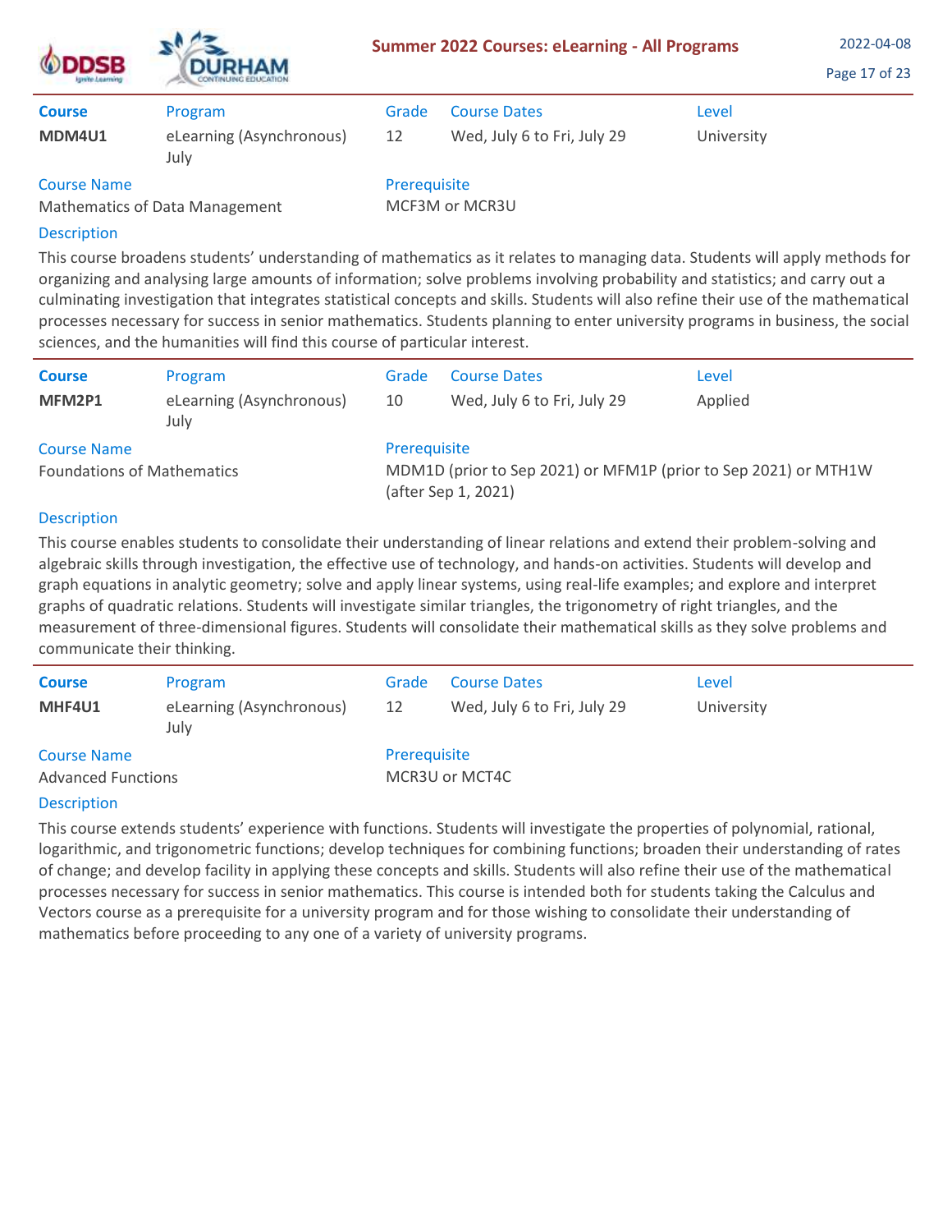| Course | Program | Grade | Course Dates | Level |
|---|---|---|---|---|
| **MDM4U1** | eLearning (Asynchronous) July | 12 | Wed, July 6 to Fri, July 29 | University |

**Course Name**
Mathematics of Data Management

**Prerequisite**
MCF3M or MCR3U

**Description**

This course broadens students' understanding of mathematics as it relates to managing data. Students will apply methods for organizing and analysing large amounts of information; solve problems involving probability and statistics; and carry out a culminating investigation that integrates statistical concepts and skills. Students will also refine their use of the mathematical processes necessary for success in senior mathematics. Students planning to enter university programs in business, the social sciences, and the humanities will find this course of particular interest.

---

| Course | Program | Grade | Course Dates | Level |
|---|---|---|---|---|
| **MFM2P1** | eLearning (Asynchronous) July | 10 | Wed, July 6 to Fri, July 29 | Applied |

**Course Name**
Foundations of Mathematics

**Prerequisite**
MDM1D (prior to Sep 2021) or MFM1P (prior to Sep 2021) or MTH1W (after Sep 1, 2021)

**Description**

This course enables students to consolidate their understanding of linear relations and extend their problem-solving and algebraic skills through investigation, the effective use of technology, and hands-on activities. Students will develop and graph equations in analytic geometry; solve and apply linear systems, using real-life examples; and explore and interpret graphs of quadratic relations. Students will investigate similar triangles, the trigonometry of right triangles, and the measurement of three-dimensional figures. Students will consolidate their mathematical skills as they solve problems and communicate their thinking.

---

| Course | Program | Grade | Course Dates | Level |
|---|---|---|---|---|
| **MHF4U1** | eLearning (Asynchronous) July | 12 | Wed, July 6 to Fri, July 29 | University |

**Course Name**
Advanced Functions

**Prerequisite**
MCR3U or MCT4C

**Description**

This course extends students' experience with functions. Students will investigate the properties of polynomial, rational, logarithmic, and trigonometric functions; develop techniques for combining functions; broaden their understanding of rates of change; and develop facility in applying these concepts and skills. Students will also refine their use of the mathematical processes necessary for success in senior mathematics. This course is intended both for students taking the Calculus and Vectors course as a prerequisite for a university program and for those wishing to consolidate their understanding of mathematics before proceeding to any one of a variety of university programs.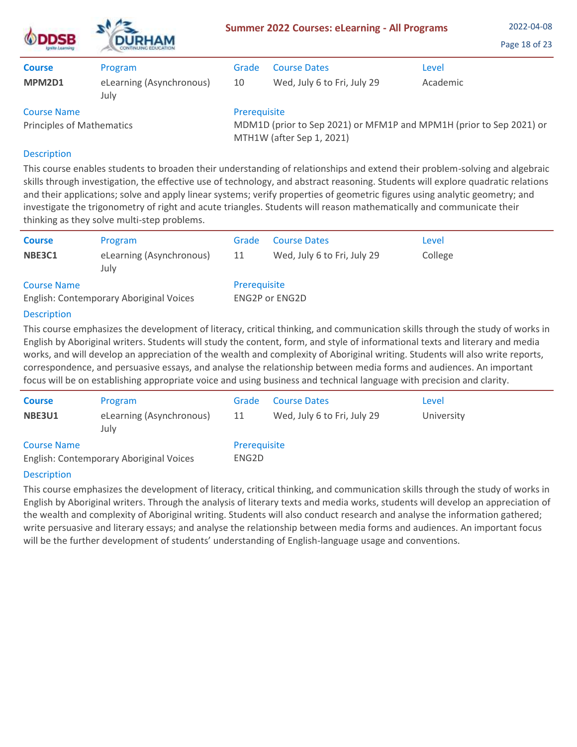| Course | Program | Grade | Course Dates | Level |
|---|---|---|---|---|
| **MPM2D1** | eLearning (Asynchronous) July | 10 | Wed, July 6 to Fri, July 29 | Academic |

**Course Name**
Principles of Mathematics

**Prerequisite**
MDM1D (prior to Sep 2021) or MFM1P and MPM1H (prior to Sep 2021) or MTH1W (after Sep 1, 2021)

**Description**

This course enables students to broaden their understanding of relationships and extend their problem-solving and algebraic skills through investigation, the effective use of technology, and abstract reasoning. Students will explore quadratic relations and their applications; solve and apply linear systems; verify properties of geometric figures using analytic geometry; and investigate the trigonometry of right and acute triangles. Students will reason mathematically and communicate their thinking as they solve multi-step problems.

---

| Course | Program | Grade | Course Dates | Level |
|---|---|---|---|---|
| **NBE3C1** | eLearning (Asynchronous) July | 11 | Wed, July 6 to Fri, July 29 | College |

**Course Name**
English: Contemporary Aboriginal Voices

**Prerequisite**
ENG2P or ENG2D

**Description**

This course emphasizes the development of literacy, critical thinking, and communication skills through the study of works in English by Aboriginal writers. Students will study the content, form, and style of informational texts and literary and media works, and will develop an appreciation of the wealth and complexity of Aboriginal writing. Students will also write reports, correspondence, and persuasive essays, and analyse the relationship between media forms and audiences. An important focus will be on establishing appropriate voice and using business and technical language with precision and clarity.

---

| Course | Program | Grade | Course Dates | Level |
|---|---|---|---|---|
| **NBE3U1** | eLearning (Asynchronous) July | 11 | Wed, July 6 to Fri, July 29 | University |

**Course Name**
English: Contemporary Aboriginal Voices

**Prerequisite**
ENG2D

**Description**

This course emphasizes the development of literacy, critical thinking, and communication skills through the study of works in English by Aboriginal writers. Through the analysis of literary texts and media works, students will develop an appreciation of the wealth and complexity of Aboriginal writing. Students will also conduct research and analyse the information gathered; write persuasive and literary essays; and analyse the relationship between media forms and audiences. An important focus will be the further development of students' understanding of English-language usage and conventions.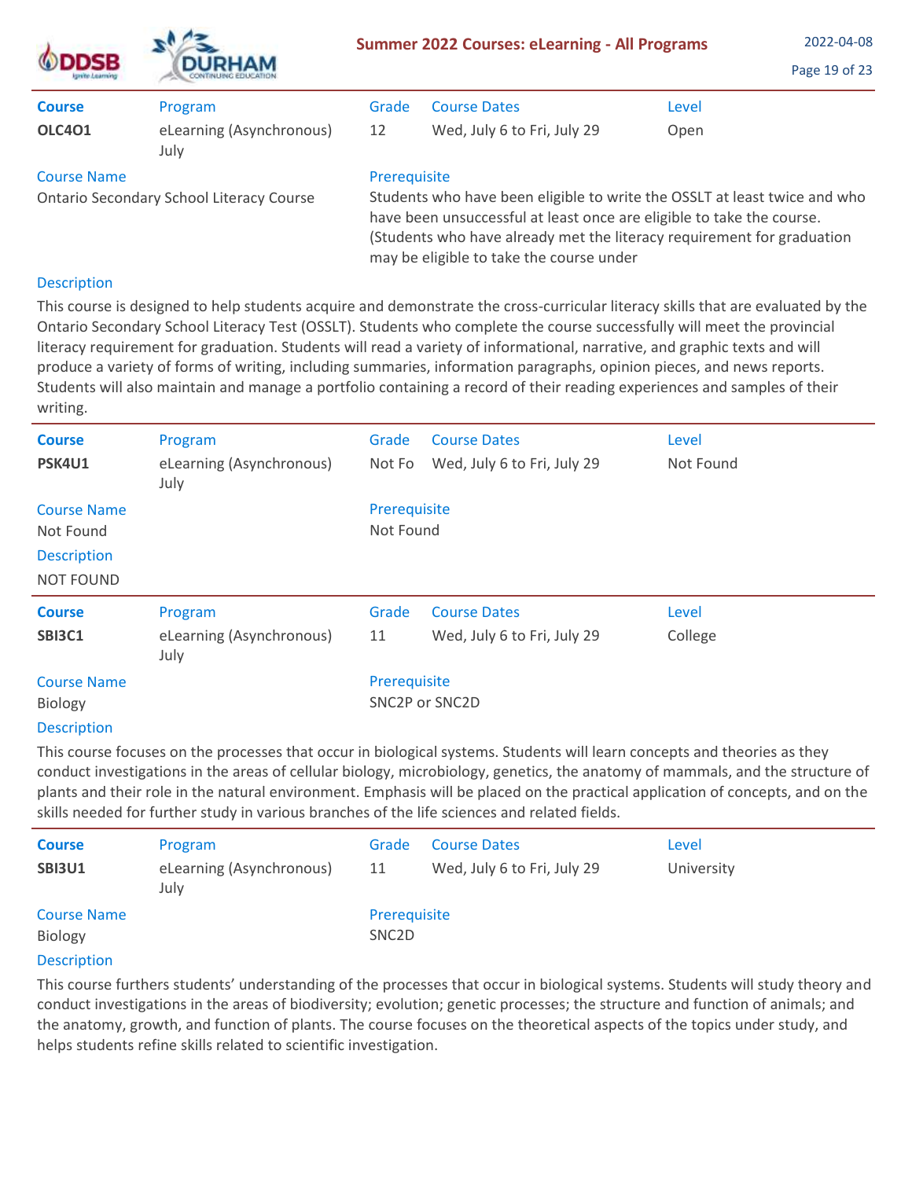| Course | Program | Grade | Course Dates | Level |
|---|---|---|---|---|
| **OLC4O1** | eLearning (Asynchronous) July | 12 | Wed, July 6 to Fri, July 29 | Open |

**Course Name**
Ontario Secondary School Literacy Course

**Prerequisite**
Students who have been eligible to write the OSSLT at least twice and who have been unsuccessful at least once are eligible to take the course. (Students who have already met the literacy requirement for graduation may be eligible to take the course under

**Description**
This course is designed to help students acquire and demonstrate the cross-curricular literacy skills that are evaluated by the Ontario Secondary School Literacy Test (OSSLT). Students who complete the course successfully will meet the provincial literacy requirement for graduation. Students will read a variety of informational, narrative, and graphic texts and will produce a variety of forms of writing, including summaries, information paragraphs, opinion pieces, and news reports. Students will also maintain and manage a portfolio containing a record of their reading experiences and samples of their writing.

---

| Course | Program | Grade | Course Dates | Level |
|---|---|---|---|---|
| **PSK4U1** | eLearning (Asynchronous) July | Not Fo | Wed, July 6 to Fri, July 29 | Not Found |

**Course Name**
Not Found

**Prerequisite**
Not Found

**Description**
NOT FOUND

---

| Course | Program | Grade | Course Dates | Level |
|---|---|---|---|---|
| **SBI3C1** | eLearning (Asynchronous) July | 11 | Wed, July 6 to Fri, July 29 | College |

**Course Name**
Biology

**Prerequisite**
SNC2P or SNC2D

**Description**
This course focuses on the processes that occur in biological systems. Students will learn concepts and theories as they conduct investigations in the areas of cellular biology, microbiology, genetics, the anatomy of mammals, and the structure of plants and their role in the natural environment. Emphasis will be placed on the practical application of concepts, and on the skills needed for further study in various branches of the life sciences and related fields.

---

| Course | Program | Grade | Course Dates | Level |
|---|---|---|---|---|
| **SBI3U1** | eLearning (Asynchronous) July | 11 | Wed, July 6 to Fri, July 29 | University |

**Course Name**
Biology

**Prerequisite**
SNC2D

**Description**
This course furthers students' understanding of the processes that occur in biological systems. Students will study theory and conduct investigations in the areas of biodiversity; evolution; genetic processes; the structure and function of animals; and the anatomy, growth, and function of plants. The course focuses on the theoretical aspects of the topics under study, and helps students refine skills related to scientific investigation.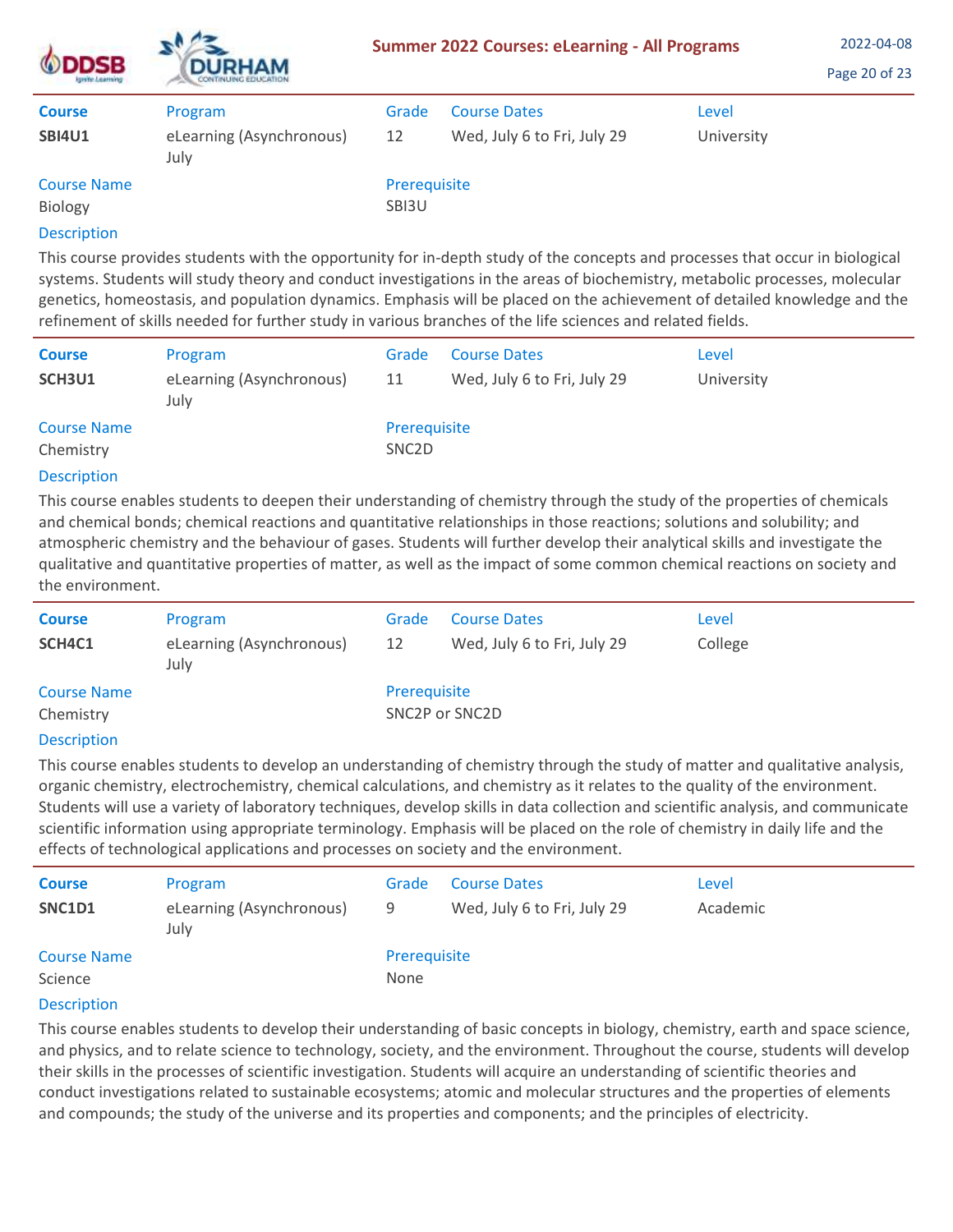| Course | Program | Grade | Course Dates | Level |
|---|---|---|---|---|
| **SBI4U1** | eLearning (Asynchronous) July | 12 | Wed, July 6 to Fri, July 29 | University |

**Course Name**
Biology

**Prerequisite**
SBI3U

**Description**

This course provides students with the opportunity for in-depth study of the concepts and processes that occur in biological systems. Students will study theory and conduct investigations in the areas of biochemistry, metabolic processes, molecular genetics, homeostasis, and population dynamics. Emphasis will be placed on the achievement of detailed knowledge and the refinement of skills needed for further study in various branches of the life sciences and related fields.

---

| Course | Program | Grade | Course Dates | Level |
|---|---|---|---|---|
| **SCH3U1** | eLearning (Asynchronous) July | 11 | Wed, July 6 to Fri, July 29 | University |

**Course Name**
Chemistry

**Prerequisite**
SNC2D

**Description**

This course enables students to deepen their understanding of chemistry through the study of the properties of chemicals and chemical bonds; chemical reactions and quantitative relationships in those reactions; solutions and solubility; and atmospheric chemistry and the behaviour of gases. Students will further develop their analytical skills and investigate the qualitative and quantitative properties of matter, as well as the impact of some common chemical reactions on society and the environment.

---

| Course | Program | Grade | Course Dates | Level |
|---|---|---|---|---|
| **SCH4C1** | eLearning (Asynchronous) July | 12 | Wed, July 6 to Fri, July 29 | College |

**Course Name**
Chemistry

**Prerequisite**
SNC2P or SNC2D

**Description**

This course enables students to develop an understanding of chemistry through the study of matter and qualitative analysis, organic chemistry, electrochemistry, chemical calculations, and chemistry as it relates to the quality of the environment. Students will use a variety of laboratory techniques, develop skills in data collection and scientific analysis, and communicate scientific information using appropriate terminology. Emphasis will be placed on the role of chemistry in daily life and the effects of technological applications and processes on society and the environment.

---

| Course | Program | Grade | Course Dates | Level |
|---|---|---|---|---|
| **SNC1D1** | eLearning (Asynchronous) July | 9 | Wed, July 6 to Fri, July 29 | Academic |

**Course Name**
Science

**Prerequisite**
None

**Description**

This course enables students to develop their understanding of basic concepts in biology, chemistry, earth and space science, and physics, and to relate science to technology, society, and the environment. Throughout the course, students will develop their skills in the processes of scientific investigation. Students will acquire an understanding of scientific theories and conduct investigations related to sustainable ecosystems; atomic and molecular structures and the properties of elements and compounds; the study of the universe and its properties and components; and the principles of electricity.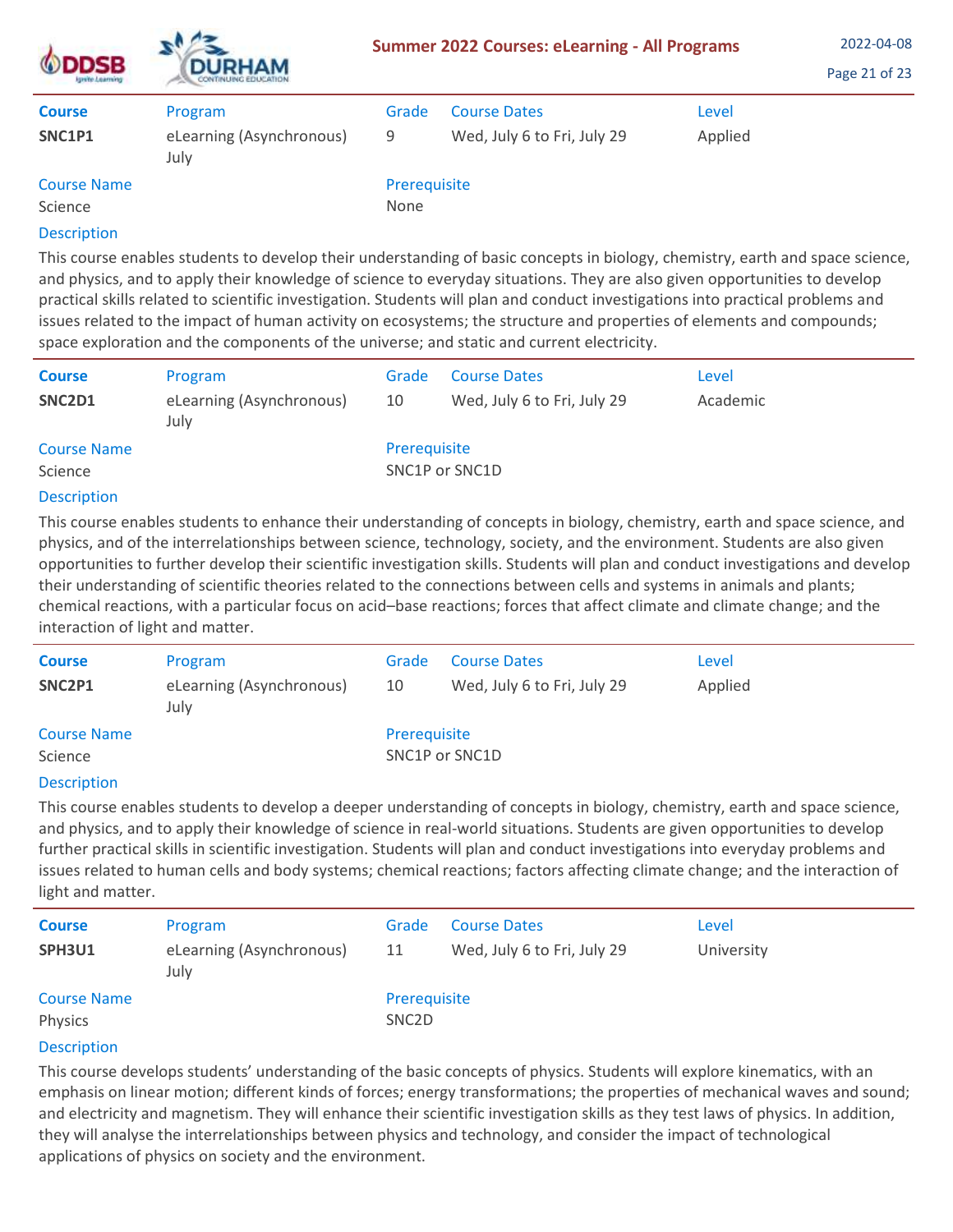| Course | Program | Grade | Course Dates | Level |
|---|---|---|---|---|
| **SNC1P1** | eLearning (Asynchronous) July | 9 | Wed, July 6 to Fri, July 29 | Applied |

**Course Name**
Science

**Prerequisite**
None

**Description**

This course enables students to develop their understanding of basic concepts in biology, chemistry, earth and space science, and physics, and to apply their knowledge of science to everyday situations. They are also given opportunities to develop practical skills related to scientific investigation. Students will plan and conduct investigations into practical problems and issues related to the impact of human activity on ecosystems; the structure and properties of elements and compounds; space exploration and the components of the universe; and static and current electricity.

---

| Course | Program | Grade | Course Dates | Level |
|---|---|---|---|---|
| **SNC2D1** | eLearning (Asynchronous) July | 10 | Wed, July 6 to Fri, July 29 | Academic |

**Course Name**
Science

**Prerequisite**
SNC1P or SNC1D

**Description**

This course enables students to enhance their understanding of concepts in biology, chemistry, earth and space science, and physics, and of the interrelationships between science, technology, society, and the environment. Students are also given opportunities to further develop their scientific investigation skills. Students will plan and conduct investigations and develop their understanding of scientific theories related to the connections between cells and systems in animals and plants; chemical reactions, with a particular focus on acid–base reactions; forces that affect climate and climate change; and the interaction of light and matter.

---

| Course | Program | Grade | Course Dates | Level |
|---|---|---|---|---|
| **SNC2P1** | eLearning (Asynchronous) July | 10 | Wed, July 6 to Fri, July 29 | Applied |

**Course Name**
Science

**Prerequisite**
SNC1P or SNC1D

**Description**

This course enables students to develop a deeper understanding of concepts in biology, chemistry, earth and space science, and physics, and to apply their knowledge of science in real-world situations. Students are given opportunities to develop further practical skills in scientific investigation. Students will plan and conduct investigations into everyday problems and issues related to human cells and body systems; chemical reactions; factors affecting climate change; and the interaction of light and matter.

---

| Course | Program | Grade | Course Dates | Level |
|---|---|---|---|---|
| **SPH3U1** | eLearning (Asynchronous) July | 11 | Wed, July 6 to Fri, July 29 | University |

**Course Name**
Physics

**Prerequisite**
SNC2D

**Description**

This course develops students' understanding of the basic concepts of physics. Students will explore kinematics, with an emphasis on linear motion; different kinds of forces; energy transformations; the properties of mechanical waves and sound; and electricity and magnetism. They will enhance their scientific investigation skills as they test laws of physics. In addition, they will analyse the interrelationships between physics and technology, and consider the impact of technological applications of physics on society and the environment.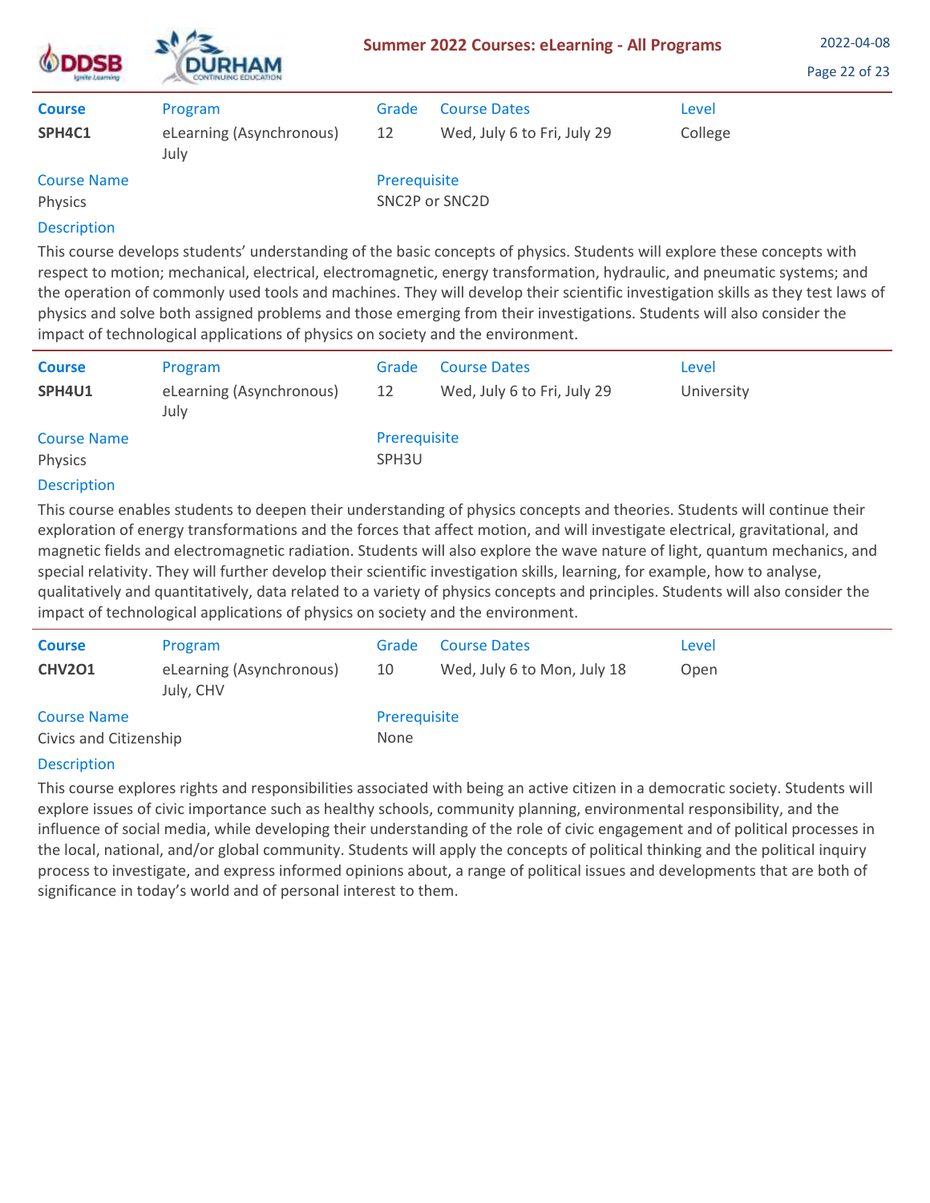| Course | Program | Grade | Course Dates | Level |
|---|---|---|---|---|
| **SPH4C1** | eLearning (Asynchronous) July | 12 | Wed, July 6 to Fri, July 29 | College |

**Course Name**
Physics

**Prerequisite**
SNC2P or SNC2D

**Description**

This course develops students' understanding of the basic concepts of physics. Students will explore these concepts with respect to motion; mechanical, electrical, electromagnetic, energy transformation, hydraulic, and pneumatic systems; and the operation of commonly used tools and machines. They will develop their scientific investigation skills as they test laws of physics and solve both assigned problems and those emerging from their investigations. Students will also consider the impact of technological applications of physics on society and the environment.

---

| Course | Program | Grade | Course Dates | Level |
|---|---|---|---|---|
| **SPH4U1** | eLearning (Asynchronous) July | 12 | Wed, July 6 to Fri, July 29 | University |

**Course Name**
Physics

**Prerequisite**
SPH3U

**Description**

This course enables students to deepen their understanding of physics concepts and theories. Students will continue their exploration of energy transformations and the forces that affect motion, and will investigate electrical, gravitational, and magnetic fields and electromagnetic radiation. Students will also explore the wave nature of light, quantum mechanics, and special relativity. They will further develop their scientific investigation skills, learning, for example, how to analyse, qualitatively and quantitatively, data related to a variety of physics concepts and principles. Students will also consider the impact of technological applications of physics on society and the environment.

---

| Course | Program | Grade | Course Dates | Level |
|---|---|---|---|---|
| **CHV2O1** | eLearning (Asynchronous) July, CHV | 10 | Wed, July 6 to Mon, July 18 | Open |

**Course Name**
Civics and Citizenship

**Prerequisite**
None

**Description**

This course explores rights and responsibilities associated with being an active citizen in a democratic society. Students will explore issues of civic importance such as healthy schools, community planning, environmental responsibility, and the influence of social media, while developing their understanding of the role of civic engagement and of political processes in the local, national, and/or global community. Students will apply the concepts of political thinking and the political inquiry process to investigate, and express informed opinions about, a range of political issues and developments that are both of significance in today's world and of personal interest to them.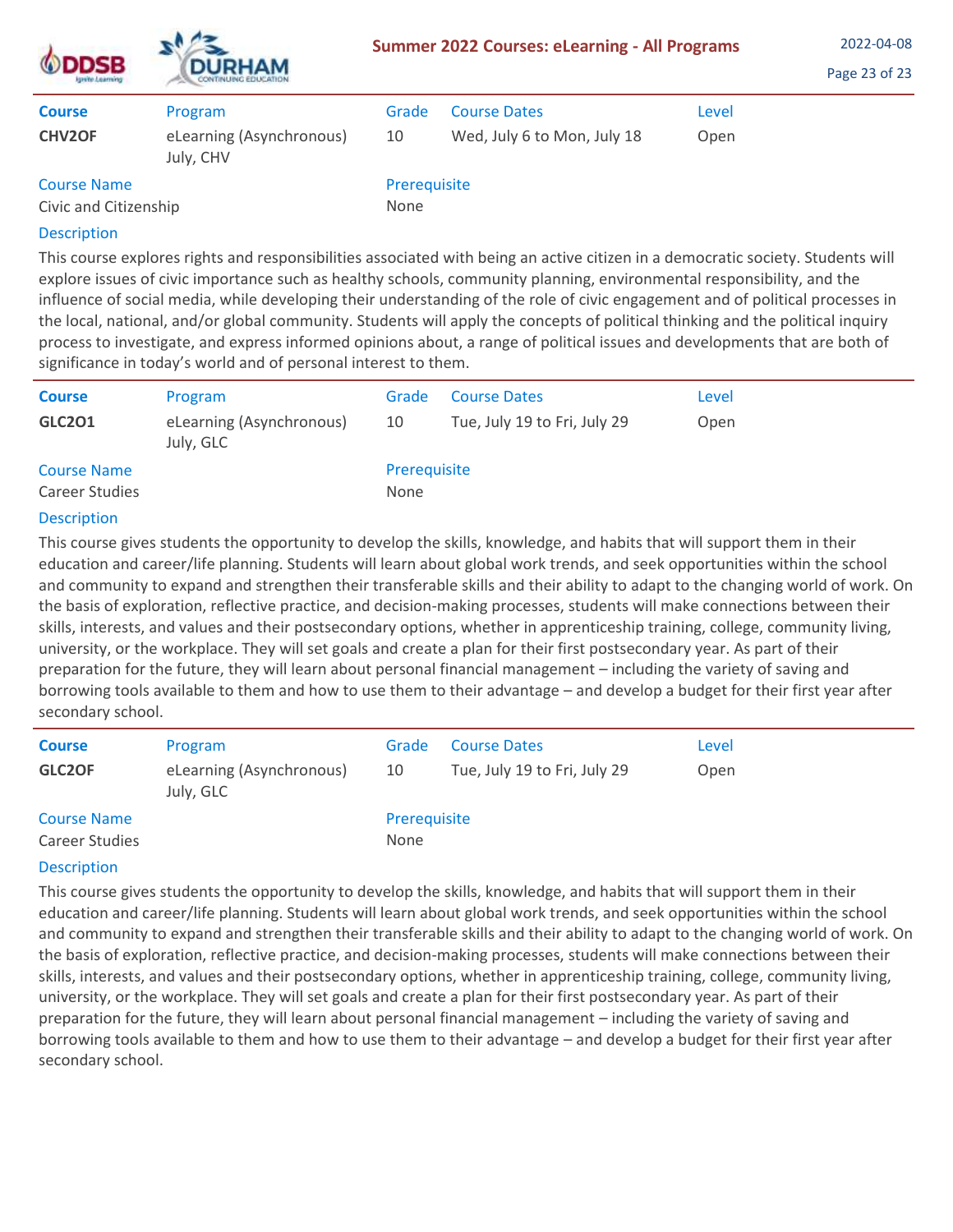| Course | Program | Grade | Course Dates | Level |
|---|---|---|---|---|
| **CHV2OF** | eLearning (Asynchronous) July, CHV | 10 | Wed, July 6 to Mon, July 18 | Open |

**Course Name**
Civic and Citizenship

**Prerequisite**
None

**Description**

This course explores rights and responsibilities associated with being an active citizen in a democratic society. Students will explore issues of civic importance such as healthy schools, community planning, environmental responsibility, and the influence of social media, while developing their understanding of the role of civic engagement and of political processes in the local, national, and/or global community. Students will apply the concepts of political thinking and the political inquiry process to investigate, and express informed opinions about, a range of political issues and developments that are both of significance in today's world and of personal interest to them.

---

| Course | Program | Grade | Course Dates | Level |
|---|---|---|---|---|
| **GLC2O1** | eLearning (Asynchronous) July, GLC | 10 | Tue, July 19 to Fri, July 29 | Open |

**Course Name**
Career Studies

**Prerequisite**
None

**Description**

This course gives students the opportunity to develop the skills, knowledge, and habits that will support them in their education and career/life planning. Students will learn about global work trends, and seek opportunities within the school and community to expand and strengthen their transferable skills and their ability to adapt to the changing world of work. On the basis of exploration, reflective practice, and decision-making processes, students will make connections between their skills, interests, and values and their postsecondary options, whether in apprenticeship training, college, community living, university, or the workplace. They will set goals and create a plan for their first postsecondary year. As part of their preparation for the future, they will learn about personal financial management – including the variety of saving and borrowing tools available to them and how to use them to their advantage – and develop a budget for their first year after secondary school.

---

| Course | Program | Grade | Course Dates | Level |
|---|---|---|---|---|
| **GLC2OF** | eLearning (Asynchronous) July, GLC | 10 | Tue, July 19 to Fri, July 29 | Open |

**Course Name**
Career Studies

**Prerequisite**
None

**Description**

This course gives students the opportunity to develop the skills, knowledge, and habits that will support them in their education and career/life planning. Students will learn about global work trends, and seek opportunities within the school and community to expand and strengthen their transferable skills and their ability to adapt to the changing world of work. On the basis of exploration, reflective practice, and decision-making processes, students will make connections between their skills, interests, and values and their postsecondary options, whether in apprenticeship training, college, community living, university, or the workplace. They will set goals and create a plan for their first postsecondary year. As part of their preparation for the future, they will learn about personal financial management – including the variety of saving and borrowing tools available to them and how to use them to their advantage – and develop a budget for their first year after secondary school.